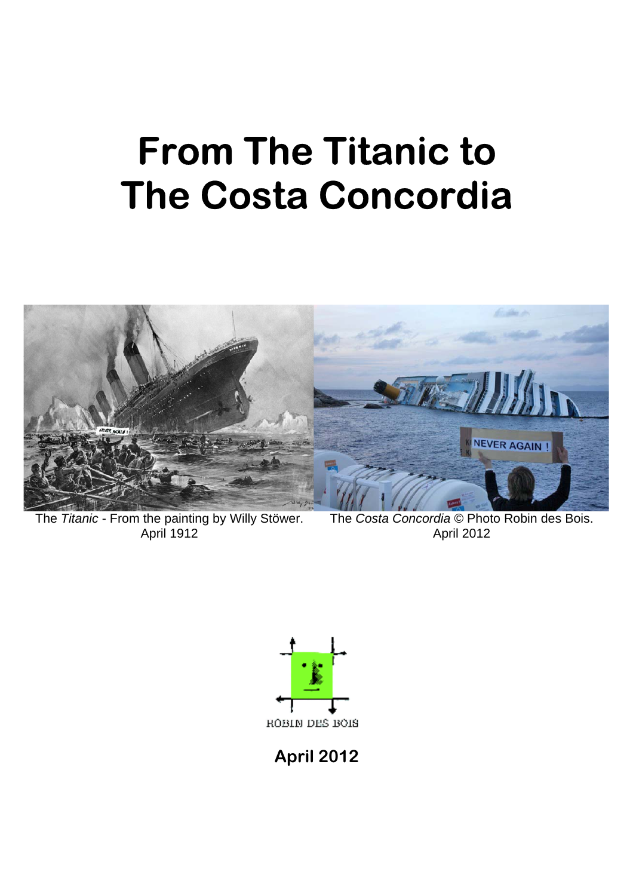# From The Titanic to The Costa Concordia

The *Titanic* - From the painting by Willy Stöwer.
April 1912

The *Costa Concordia* © Photo Robin des Bois.
April 2012

ROBIN DES BOIS

**April 2012**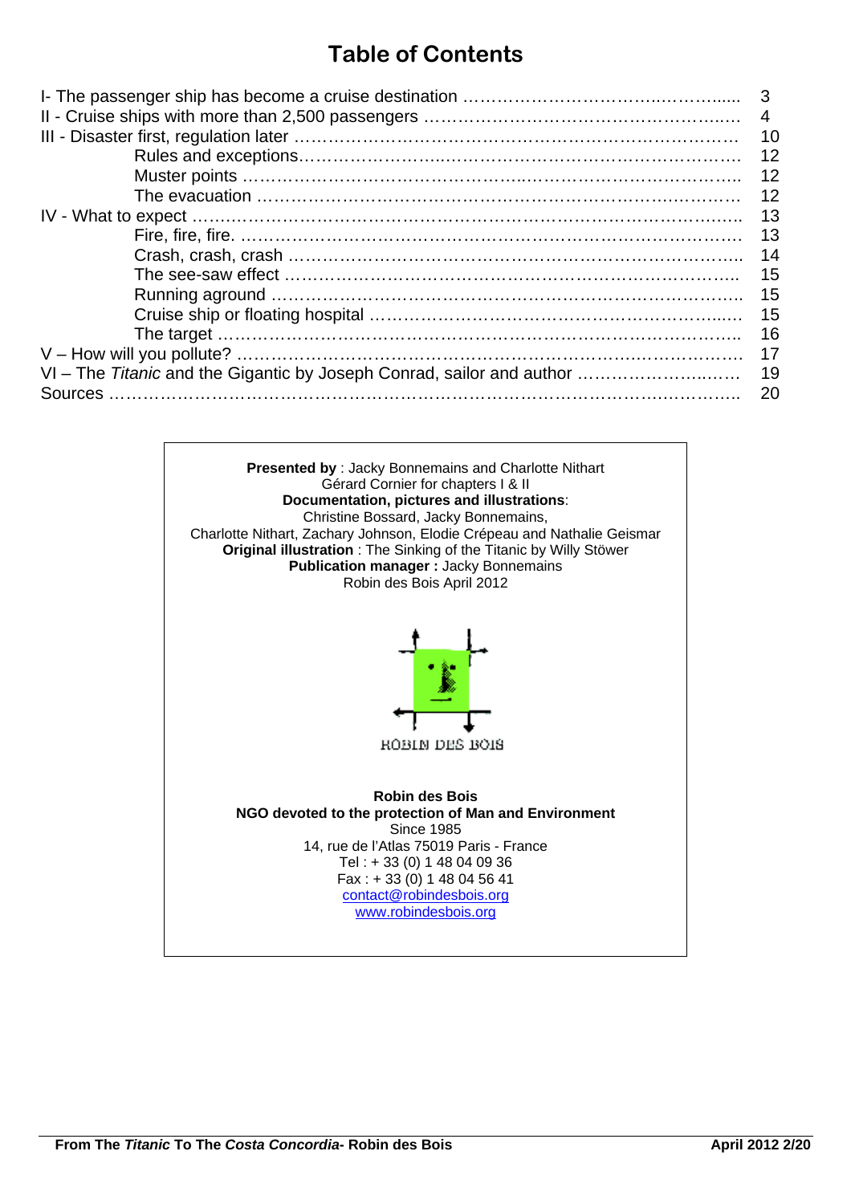# Table of Contents

| | |
|---|---|
| I- The passenger ship has become a cruise destination | 3 |
| II - Cruise ships with more than 2,500 passengers | 4 |
| III - Disaster first, regulation later | 10 |
| Rules and exceptions | 12 |
| Muster points | 12 |
| The evacuation | 12 |
| IV - What to expect | 13 |
| Fire, fire, fire. | 13 |
| Crash, crash, crash | 14 |
| The see-saw effect | 15 |
| Running aground | 15 |
| Cruise ship or floating hospital | 15 |
| The target | 16 |
| V – How will you pollute? | 17 |
| VI – The *Titanic* and the Gigantic by Joseph Conrad, sailor and author | 19 |
| Sources | 20 |

**Presented by** : Jacky Bonnemains and Charlotte Nithart
Gérard Cornier for chapters I & II
**Documentation, pictures and illustrations**:
Christine Bossard, Jacky Bonnemains,
Charlotte Nithart, Zachary Johnson, Elodie Crépeau and Nathalie Geismar
**Original illustration** : The Sinking of the Titanic by Willy Stöwer
**Publication manager :** Jacky Bonnemains
Robin des Bois April 2012

ROBIN DES BOIS

**Robin des Bois**
**NGO devoted to the protection of Man and Environment**
Since 1985
14, rue de l'Atlas 75019 Paris - France
Tel : + 33 (0) 1 48 04 09 36
Fax : + 33 (0) 1 48 04 56 41
contact@robindesbois.org
www.robindesbois.org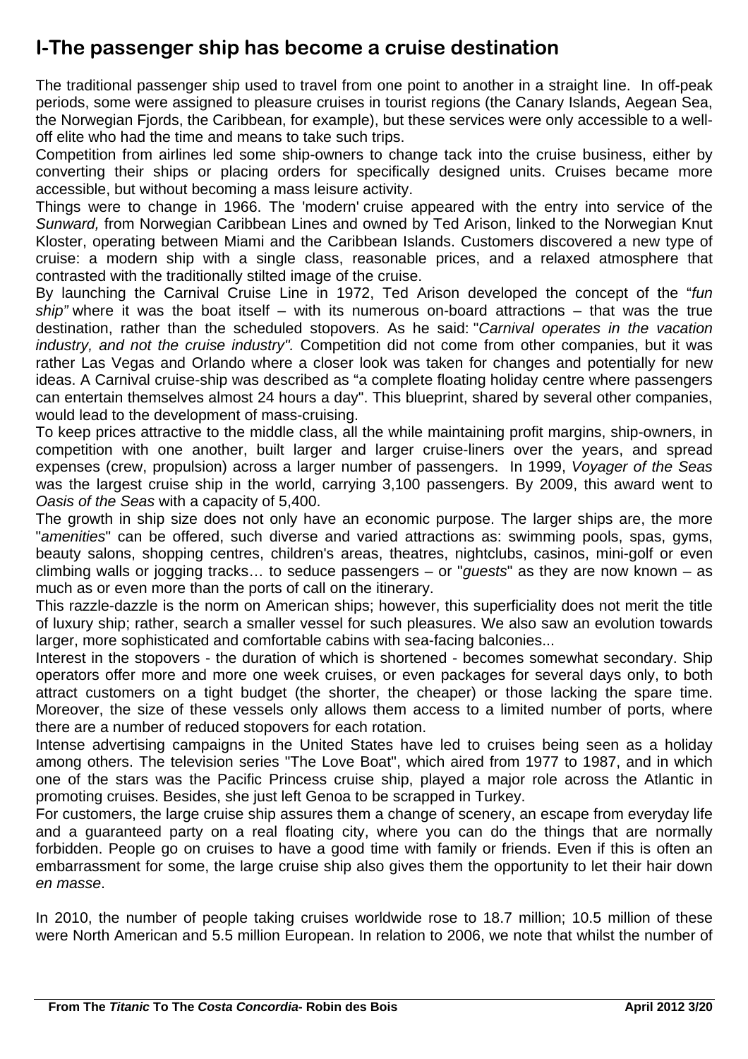## I-The passenger ship has become a cruise destination

The traditional passenger ship used to travel from one point to another in a straight line. In off-peak periods, some were assigned to pleasure cruises in tourist regions (the Canary Islands, Aegean Sea, the Norwegian Fjords, the Caribbean, for example), but these services were only accessible to a well-off elite who had the time and means to take such trips.

Competition from airlines led some ship-owners to change tack into the cruise business, either by converting their ships or placing orders for specifically designed units. Cruises became more accessible, but without becoming a mass leisure activity.

Things were to change in 1966. The 'modern' cruise appeared with the entry into service of the *Sunward,* from Norwegian Caribbean Lines and owned by Ted Arison, linked to the Norwegian Knut Kloster, operating between Miami and the Caribbean Islands. Customers discovered a new type of cruise: a modern ship with a single class, reasonable prices, and a relaxed atmosphere that contrasted with the traditionally stilted image of the cruise.

By launching the Carnival Cruise Line in 1972, Ted Arison developed the concept of the "*fun ship"* where it was the boat itself – with its numerous on-board attractions – that was the true destination, rather than the scheduled stopovers. As he said: "*Carnival operates in the vacation industry, and not the cruise industry".* Competition did not come from other companies, but it was rather Las Vegas and Orlando where a closer look was taken for changes and potentially for new ideas. A Carnival cruise-ship was described as "a complete floating holiday centre where passengers can entertain themselves almost 24 hours a day". This blueprint, shared by several other companies, would lead to the development of mass-cruising.

To keep prices attractive to the middle class, all the while maintaining profit margins, ship-owners, in competition with one another, built larger and larger cruise-liners over the years, and spread expenses (crew, propulsion) across a larger number of passengers. In 1999, *Voyager of the Seas* was the largest cruise ship in the world, carrying 3,100 passengers. By 2009, this award went to *Oasis of the Seas* with a capacity of 5,400.

The growth in ship size does not only have an economic purpose. The larger ships are, the more "*amenities*" can be offered, such diverse and varied attractions as: swimming pools, spas, gyms, beauty salons, shopping centres, children's areas, theatres, nightclubs, casinos, mini-golf or even climbing walls or jogging tracks… to seduce passengers – or "*guests*" as they are now known – as much as or even more than the ports of call on the itinerary.

This razzle-dazzle is the norm on American ships; however, this superficiality does not merit the title of luxury ship; rather, search a smaller vessel for such pleasures. We also saw an evolution towards larger, more sophisticated and comfortable cabins with sea-facing balconies...

Interest in the stopovers - the duration of which is shortened - becomes somewhat secondary. Ship operators offer more and more one week cruises, or even packages for several days only, to both attract customers on a tight budget (the shorter, the cheaper) or those lacking the spare time. Moreover, the size of these vessels only allows them access to a limited number of ports, where there are a number of reduced stopovers for each rotation.

Intense advertising campaigns in the United States have led to cruises being seen as a holiday among others. The television series "The Love Boat", which aired from 1977 to 1987, and in which one of the stars was the Pacific Princess cruise ship, played a major role across the Atlantic in promoting cruises. Besides, she just left Genoa to be scrapped in Turkey.

For customers, the large cruise ship assures them a change of scenery, an escape from everyday life and a guaranteed party on a real floating city, where you can do the things that are normally forbidden. People go on cruises to have a good time with family or friends. Even if this is often an embarrassment for some, the large cruise ship also gives them the opportunity to let their hair down *en masse*.

In 2010, the number of people taking cruises worldwide rose to 18.7 million; 10.5 million of these were North American and 5.5 million European. In relation to 2006, we note that whilst the number of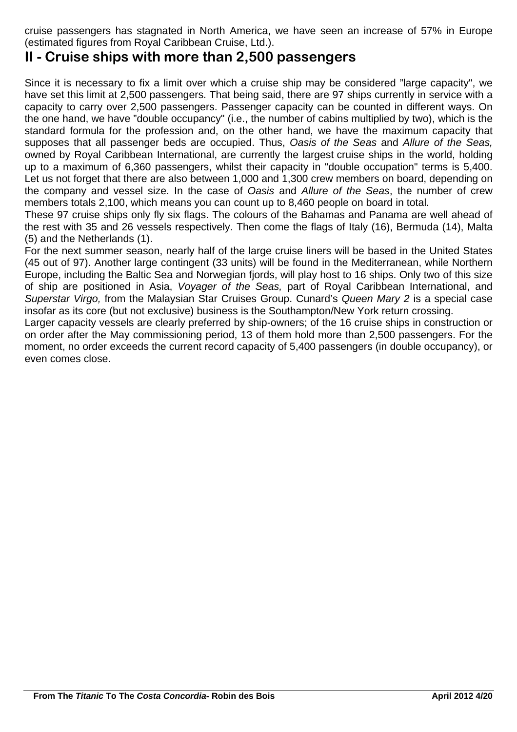cruise passengers has stagnated in North America, we have seen an increase of 57% in Europe (estimated figures from Royal Caribbean Cruise, Ltd.).

## II - Cruise ships with more than 2,500 passengers

Since it is necessary to fix a limit over which a cruise ship may be considered "large capacity", we have set this limit at 2,500 passengers. That being said, there are 97 ships currently in service with a capacity to carry over 2,500 passengers. Passenger capacity can be counted in different ways. On the one hand, we have "double occupancy" (i.e., the number of cabins multiplied by two), which is the standard formula for the profession and, on the other hand, we have the maximum capacity that supposes that all passenger beds are occupied. Thus, *Oasis of the Seas* and *Allure of the Seas,* owned by Royal Caribbean International, are currently the largest cruise ships in the world, holding up to a maximum of 6,360 passengers, whilst their capacity in "double occupation" terms is 5,400. Let us not forget that there are also between 1,000 and 1,300 crew members on board, depending on the company and vessel size. In the case of *Oasis* and *Allure of the Seas*, the number of crew members totals 2,100, which means you can count up to 8,460 people on board in total.

These 97 cruise ships only fly six flags. The colours of the Bahamas and Panama are well ahead of the rest with 35 and 26 vessels respectively. Then come the flags of Italy (16), Bermuda (14), Malta (5) and the Netherlands (1).

For the next summer season, nearly half of the large cruise liners will be based in the United States (45 out of 97). Another large contingent (33 units) will be found in the Mediterranean, while Northern Europe, including the Baltic Sea and Norwegian fjords, will play host to 16 ships. Only two of this size of ship are positioned in Asia, *Voyager of the Seas,* part of Royal Caribbean International, and *Superstar Virgo,* from the Malaysian Star Cruises Group. Cunard's *Queen Mary 2* is a special case insofar as its core (but not exclusive) business is the Southampton/New York return crossing.

Larger capacity vessels are clearly preferred by ship-owners; of the 16 cruise ships in construction or on order after the May commissioning period, 13 of them hold more than 2,500 passengers. For the moment, no order exceeds the current record capacity of 5,400 passengers (in double occupancy), or even comes close.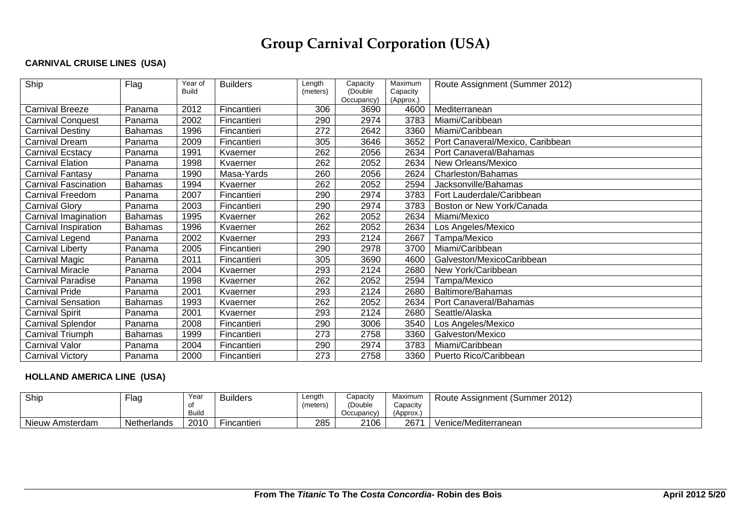# Group Carnival Corporation (USA)

**CARNIVAL CRUISE LINES (USA)**

| Ship | Flag | Year of Build | Builders | Length (meters) | Capacity (Double Occupancy) | Maximum Capacity (Approx.) | Route Assignment (Summer 2012) |
|---|---|---|---|---|---|---|---|
| Carnival Breeze | Panama | 2012 | Fincantieri | 306 | 3690 | 4600 | Mediterranean |
| Carnival Conquest | Panama | 2002 | Fincantieri | 290 | 2974 | 3783 | Miami/Caribbean |
| Carnival Destiny | Bahamas | 1996 | Fincantieri | 272 | 2642 | 3360 | Miami/Caribbean |
| Carnival Dream | Panama | 2009 | Fincantieri | 305 | 3646 | 3652 | Port Canaveral/Mexico, Caribbean |
| Carnival Ecstacy | Panama | 1991 | Kvaerner | 262 | 2056 | 2634 | Port Canaveral/Bahamas |
| Carnival Elation | Panama | 1998 | Kvaerner | 262 | 2052 | 2634 | New Orleans/Mexico |
| Carnival Fantasy | Panama | 1990 | Masa-Yards | 260 | 2056 | 2624 | Charleston/Bahamas |
| Carnival Fascination | Bahamas | 1994 | Kvaerner | 262 | 2052 | 2594 | Jacksonville/Bahamas |
| Carnival Freedom | Panama | 2007 | Fincantieri | 290 | 2974 | 3783 | Fort Lauderdale/Caribbean |
| Carnival Glory | Panama | 2003 | Fincantieri | 290 | 2974 | 3783 | Boston or New York/Canada |
| Carnival Imagination | Bahamas | 1995 | Kvaerner | 262 | 2052 | 2634 | Miami/Mexico |
| Carnival Inspiration | Bahamas | 1996 | Kvaerner | 262 | 2052 | 2634 | Los Angeles/Mexico |
| Carnival Legend | Panama | 2002 | Kvaerner | 293 | 2124 | 2667 | Tampa/Mexico |
| Carnival Liberty | Panama | 2005 | Fincantieri | 290 | 2978 | 3700 | Miami/Caribbean |
| Carnival Magic | Panama | 2011 | Fincantieri | 305 | 3690 | 4600 | Galveston/MexicoCaribbean |
| Carnival Miracle | Panama | 2004 | Kvaerner | 293 | 2124 | 2680 | New York/Caribbean |
| Carnival Paradise | Panama | 1998 | Kvaerner | 262 | 2052 | 2594 | Tampa/Mexico |
| Carnival Pride | Panama | 2001 | Kvaerner | 293 | 2124 | 2680 | Baltimore/Bahamas |
| Carnival Sensation | Bahamas | 1993 | Kvaerner | 262 | 2052 | 2634 | Port Canaveral/Bahamas |
| Carnival Spirit | Panama | 2001 | Kvaerner | 293 | 2124 | 2680 | Seattle/Alaska |
| Carnival Splendor | Panama | 2008 | Fincantieri | 290 | 3006 | 3540 | Los Angeles/Mexico |
| Carnival Triumph | Bahamas | 1999 | Fincantieri | 273 | 2758 | 3360 | Galveston/Mexico |
| Carnival Valor | Panama | 2004 | Fincantieri | 290 | 2974 | 3783 | Miami/Caribbean |
| Carnival Victory | Panama | 2000 | Fincantieri | 273 | 2758 | 3360 | Puerto Rico/Caribbean |

**HOLLAND AMERICA LINE (USA)**

| Ship | Flag | Year of Build | Builders | Length (meters) | Capacity (Double Occupancy) | Maximum Capacity (Approx.) | Route Assignment (Summer 2012) |
|---|---|---|---|---|---|---|---|
| Nieuw Amsterdam | Netherlands | 2010 | Fincantieri | 285 | 2106 | 2671 | Venice/Mediterranean |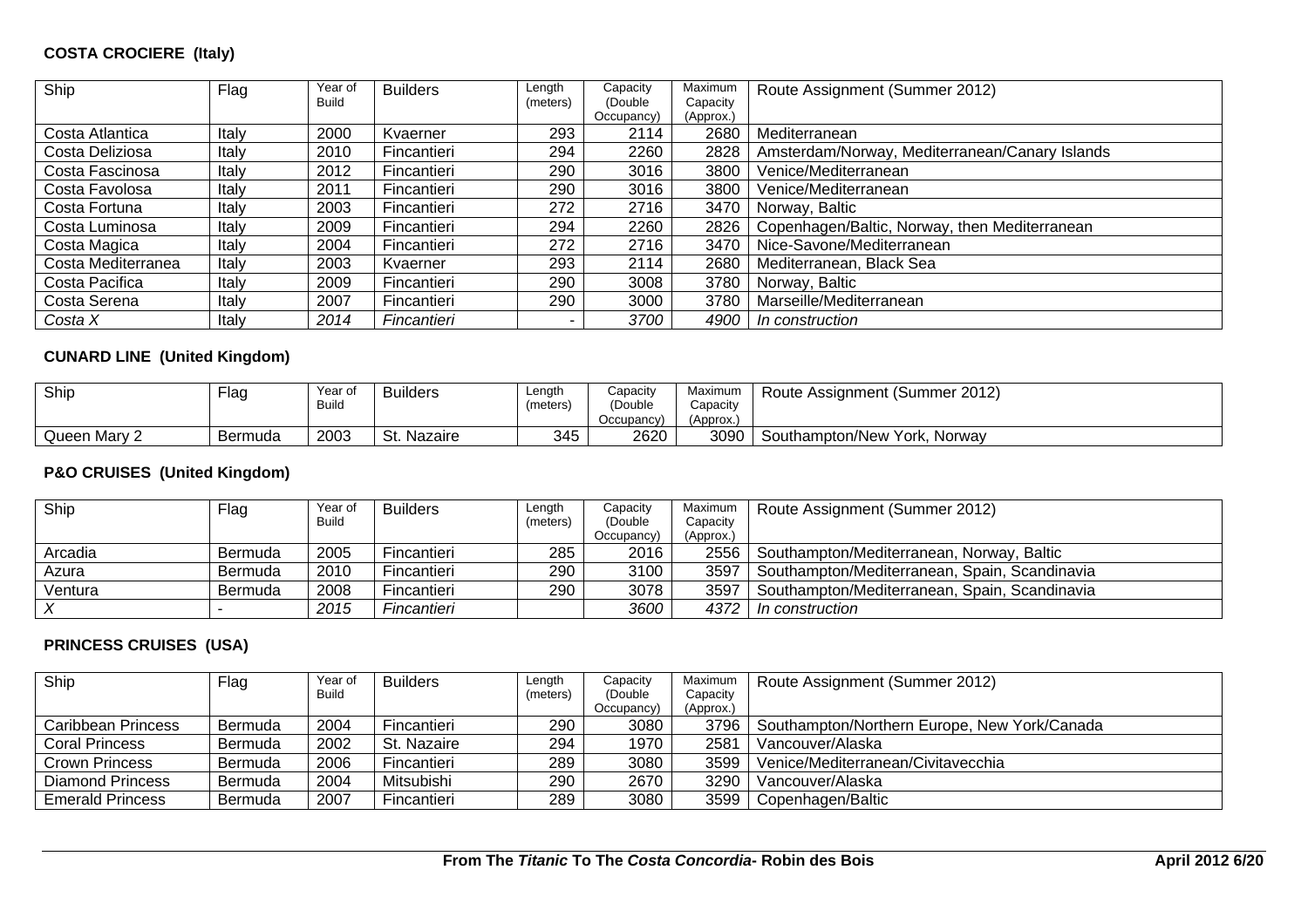**COSTA CROCIERE (Italy)**

| Ship | Flag | Year of Build | Builders | Length (meters) | Capacity (Double Occupancy) | Maximum Capacity (Approx.) | Route Assignment (Summer 2012) |
|---|---|---|---|---|---|---|---|
| Costa Atlantica | Italy | 2000 | Kvaerner | 293 | 2114 | 2680 | Mediterranean |
| Costa Deliziosa | Italy | 2010 | Fincantieri | 294 | 2260 | 2828 | Amsterdam/Norway, Mediterranean/Canary Islands |
| Costa Fascinosa | Italy | 2012 | Fincantieri | 290 | 3016 | 3800 | Venice/Mediterranean |
| Costa Favolosa | Italy | 2011 | Fincantieri | 290 | 3016 | 3800 | Venice/Mediterranean |
| Costa Fortuna | Italy | 2003 | Fincantieri | 272 | 2716 | 3470 | Norway, Baltic |
| Costa Luminosa | Italy | 2009 | Fincantieri | 294 | 2260 | 2826 | Copenhagen/Baltic, Norway, then Mediterranean |
| Costa Magica | Italy | 2004 | Fincantieri | 272 | 2716 | 3470 | Nice-Savone/Mediterranean |
| Costa Mediterranea | Italy | 2003 | Kvaerner | 293 | 2114 | 2680 | Mediterranean, Black Sea |
| Costa Pacifica | Italy | 2009 | Fincantieri | 290 | 3008 | 3780 | Norway, Baltic |
| Costa Serena | Italy | 2007 | Fincantieri | 290 | 3000 | 3780 | Marseille/Mediterranean |
| *Costa X* | Italy | *2014* | *Fincantieri* | - | *3700* | *4900* | *In construction* |

**CUNARD LINE (United Kingdom)**

| Ship | Flag | Year of Build | Builders | Length (meters) | Capacity (Double Occupancy) | Maximum Capacity (Approx.) | Route Assignment (Summer 2012) |
|---|---|---|---|---|---|---|---|
| Queen Mary 2 | Bermuda | 2003 | St. Nazaire | 345 | 2620 | 3090 | Southampton/New York, Norway |

**P&O CRUISES (United Kingdom)**

| Ship | Flag | Year of Build | Builders | Length (meters) | Capacity (Double Occupancy) | Maximum Capacity (Approx.) | Route Assignment (Summer 2012) |
|---|---|---|---|---|---|---|---|
| Arcadia | Bermuda | 2005 | Fincantieri | 285 | 2016 | 2556 | Southampton/Mediterranean, Norway, Baltic |
| Azura | Bermuda | 2010 | Fincantieri | 290 | 3100 | 3597 | Southampton/Mediterranean, Spain, Scandinavia |
| Ventura | Bermuda | 2008 | Fincantieri | 290 | 3078 | 3597 | Southampton/Mediterranean, Spain, Scandinavia |
| *X* | - | *2015* | *Fincantieri* | | *3600* | *4372* | *In construction* |

**PRINCESS CRUISES (USA)**

| Ship | Flag | Year of Build | Builders | Length (meters) | Capacity (Double Occupancy) | Maximum Capacity (Approx.) | Route Assignment (Summer 2012) |
|---|---|---|---|---|---|---|---|
| Caribbean Princess | Bermuda | 2004 | Fincantieri | 290 | 3080 | 3796 | Southampton/Northern Europe, New York/Canada |
| Coral Princess | Bermuda | 2002 | St. Nazaire | 294 | 1970 | 2581 | Vancouver/Alaska |
| Crown Princess | Bermuda | 2006 | Fincantieri | 289 | 3080 | 3599 | Venice/Mediterranean/Civitavecchia |
| Diamond Princess | Bermuda | 2004 | Mitsubishi | 290 | 2670 | 3290 | Vancouver/Alaska |
| Emerald Princess | Bermuda | 2007 | Fincantieri | 289 | 3080 | 3599 | Copenhagen/Baltic |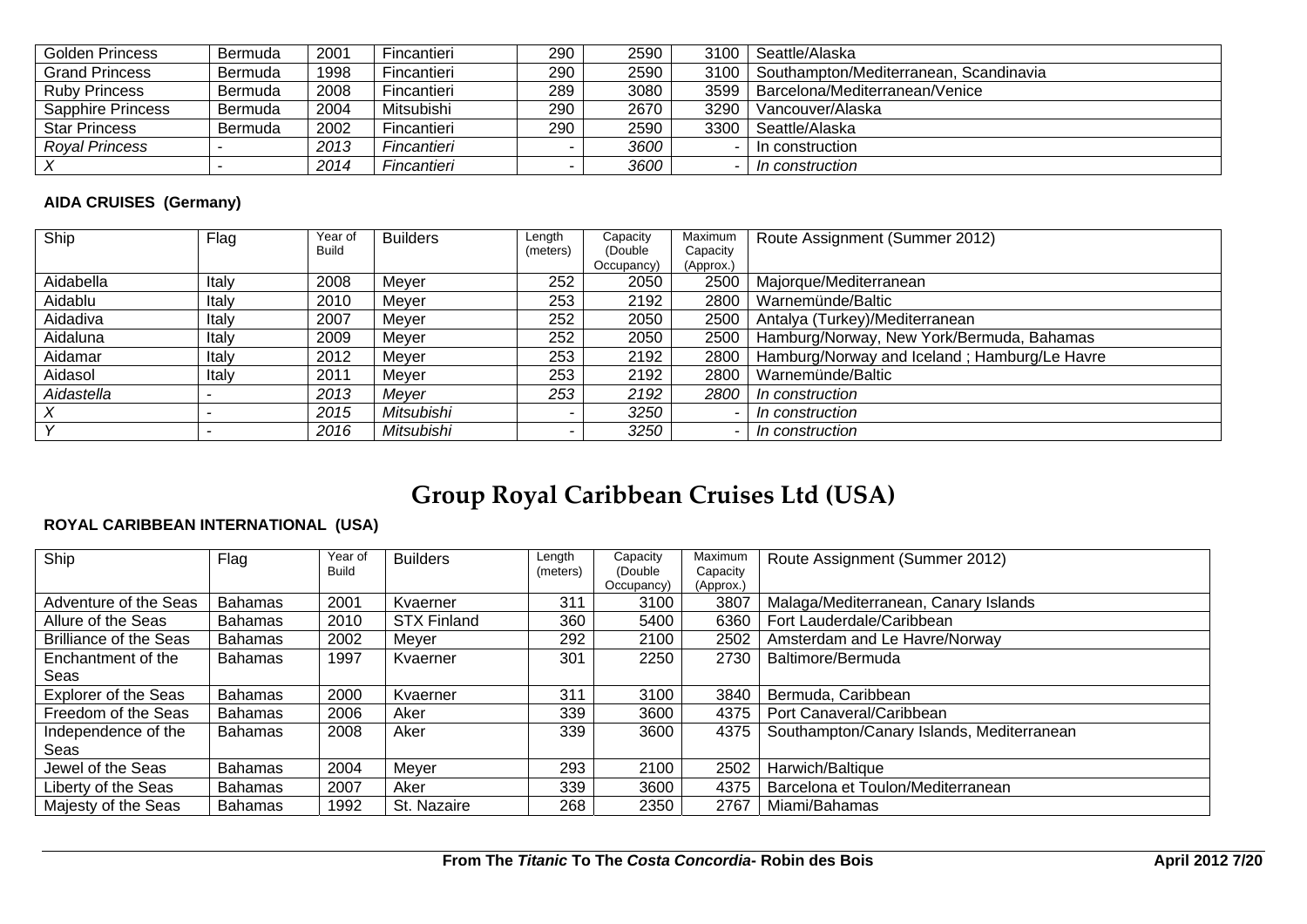| | | | | | | | |
|---|---|---|---|---|---|---|---|
| Golden Princess | Bermuda | 2001 | Fincantieri | 290 | 2590 | 3100 | Seattle/Alaska |
| Grand Princess | Bermuda | 1998 | Fincantieri | 290 | 2590 | 3100 | Southampton/Mediterranean, Scandinavia |
| Ruby Princess | Bermuda | 2008 | Fincantieri | 289 | 3080 | 3599 | Barcelona/Mediterranean/Venice |
| Sapphire Princess | Bermuda | 2004 | Mitsubishi | 290 | 2670 | 3290 | Vancouver/Alaska |
| Star Princess | Bermuda | 2002 | Fincantieri | 290 | 2590 | 3300 | Seattle/Alaska |
| *Royal Princess* | - | *2013* | *Fincantieri* | - | *3600* | - | In construction |
| *X* | - | *2014* | *Fincantieri* | - | *3600* | - | *In construction* |

**AIDA CRUISES (Germany)**

| Ship | Flag | Year of Build | Builders | Length (meters) | Capacity (Double Occupancy) | Maximum Capacity (Approx.) | Route Assignment (Summer 2012) |
|---|---|---|---|---|---|---|---|
| Aidabella | Italy | 2008 | Meyer | 252 | 2050 | 2500 | Majorque/Mediterranean |
| Aidablu | Italy | 2010 | Meyer | 253 | 2192 | 2800 | Warnemünde/Baltic |
| Aidadiva | Italy | 2007 | Meyer | 252 | 2050 | 2500 | Antalya (Turkey)/Mediterranean |
| Aidaluna | Italy | 2009 | Meyer | 252 | 2050 | 2500 | Hamburg/Norway, New York/Bermuda, Bahamas |
| Aidamar | Italy | 2012 | Meyer | 253 | 2192 | 2800 | Hamburg/Norway and Iceland ; Hamburg/Le Havre |
| Aidasol | Italy | 2011 | Meyer | 253 | 2192 | 2800 | Warnemünde/Baltic |
| *Aidastella* | - | *2013* | *Meyer* | *253* | *2192* | *2800* | *In construction* |
| *X* | - | *2015* | *Mitsubishi* | - | *3250* | - | *In construction* |
| *Y* | - | *2016* | *Mitsubishi* | - | *3250* | - | *In construction* |

# Group Royal Caribbean Cruises Ltd (USA)

**ROYAL CARIBBEAN INTERNATIONAL (USA)**

| Ship | Flag | Year of Build | Builders | Length (meters) | Capacity (Double Occupancy) | Maximum Capacity (Approx.) | Route Assignment (Summer 2012) |
|---|---|---|---|---|---|---|---|
| Adventure of the Seas | Bahamas | 2001 | Kvaerner | 311 | 3100 | 3807 | Malaga/Mediterranean, Canary Islands |
| Allure of the Seas | Bahamas | 2010 | STX Finland | 360 | 5400 | 6360 | Fort Lauderdale/Caribbean |
| Brilliance of the Seas | Bahamas | 2002 | Meyer | 292 | 2100 | 2502 | Amsterdam and Le Havre/Norway |
| Enchantment of the Seas | Bahamas | 1997 | Kvaerner | 301 | 2250 | 2730 | Baltimore/Bermuda |
| Explorer of the Seas | Bahamas | 2000 | Kvaerner | 311 | 3100 | 3840 | Bermuda, Caribbean |
| Freedom of the Seas | Bahamas | 2006 | Aker | 339 | 3600 | 4375 | Port Canaveral/Caribbean |
| Independence of the Seas | Bahamas | 2008 | Aker | 339 | 3600 | 4375 | Southampton/Canary Islands, Mediterranean |
| Jewel of the Seas | Bahamas | 2004 | Meyer | 293 | 2100 | 2502 | Harwich/Baltique |
| Liberty of the Seas | Bahamas | 2007 | Aker | 339 | 3600 | 4375 | Barcelona et Toulon/Mediterranean |
| Majesty of the Seas | Bahamas | 1992 | St. Nazaire | 268 | 2350 | 2767 | Miami/Bahamas |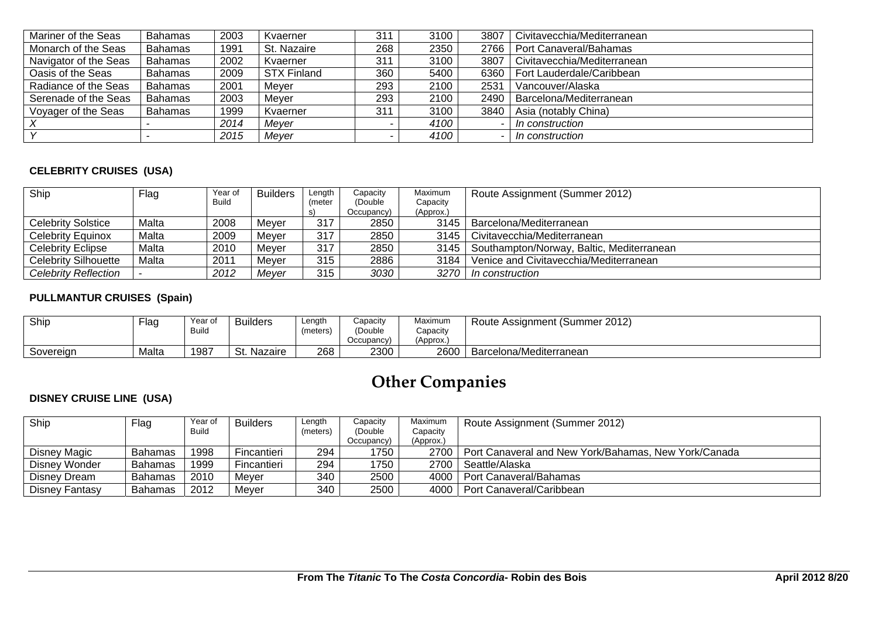| Mariner of the Seas | Bahamas | 2003 | Kvaerner | 311 | 3100 | 3807 | Civitavecchia/Mediterranean |
|---|---|---|---|---|---|---|---|
| Monarch of the Seas | Bahamas | 1991 | St. Nazaire | 268 | 2350 | 2766 | Port Canaveral/Bahamas |
| Navigator of the Seas | Bahamas | 2002 | Kvaerner | 311 | 3100 | 3807 | Civitavecchia/Mediterranean |
| Oasis of the Seas | Bahamas | 2009 | STX Finland | 360 | 5400 | 6360 | Fort Lauderdale/Caribbean |
| Radiance of the Seas | Bahamas | 2001 | Meyer | 293 | 2100 | 2531 | Vancouver/Alaska |
| Serenade of the Seas | Bahamas | 2003 | Meyer | 293 | 2100 | 2490 | Barcelona/Mediterranean |
| Voyager of the Seas | Bahamas | 1999 | Kvaerner | 311 | 3100 | 3840 | Asia (notably China) |
| *X* | - | *2014* | *Meyer* | - | *4100* | - | *In construction* |
| *Y* | - | *2015* | *Meyer* | - | *4100* | - | *In construction* |

**CELEBRITY CRUISES (USA)**

| Ship | Flag | Year of Build | Builders | Length (meters) | Capacity (Double Occupancy) | Maximum Capacity (Approx.) | Route Assignment (Summer 2012) |
|---|---|---|---|---|---|---|---|
| Celebrity Solstice | Malta | 2008 | Meyer | 317 | 2850 | 3145 | Barcelona/Mediterranean |
| Celebrity Equinox | Malta | 2009 | Meyer | 317 | 2850 | 3145 | Civitavecchia/Mediterranean |
| Celebrity Eclipse | Malta | 2010 | Meyer | 317 | 2850 | 3145 | Southampton/Norway, Baltic, Mediterranean |
| Celebrity Silhouette | Malta | 2011 | Meyer | 315 | 2886 | 3184 | Venice and Civitavecchia/Mediterranean |
| *Celebrity Reflection* | - | *2012* | *Meyer* | *315* | *3030* | *3270* | *In construction* |

**PULLMANTUR CRUISES (Spain)**

| Ship | Flag | Year of Build | Builders | Length (meters) | Capacity (Double Occupancy) | Maximum Capacity (Approx.) | Route Assignment (Summer 2012) |
|---|---|---|---|---|---|---|---|
| Sovereign | Malta | 1987 | St. Nazaire | 268 | 2300 | 2600 | Barcelona/Mediterranean |

# Other Companies

**DISNEY CRUISE LINE (USA)**

| Ship | Flag | Year of Build | Builders | Length (meters) | Capacity (Double Occupancy) | Maximum Capacity (Approx.) | Route Assignment (Summer 2012) |
|---|---|---|---|---|---|---|---|
| Disney Magic | Bahamas | 1998 | Fincantieri | 294 | 1750 | 2700 | Port Canaveral and New York/Bahamas, New York/Canada |
| Disney Wonder | Bahamas | 1999 | Fincantieri | 294 | 1750 | 2700 | Seattle/Alaska |
| Disney Dream | Bahamas | 2010 | Meyer | 340 | 2500 | 4000 | Port Canaveral/Bahamas |
| Disney Fantasy | Bahamas | 2012 | Meyer | 340 | 2500 | 4000 | Port Canaveral/Caribbean |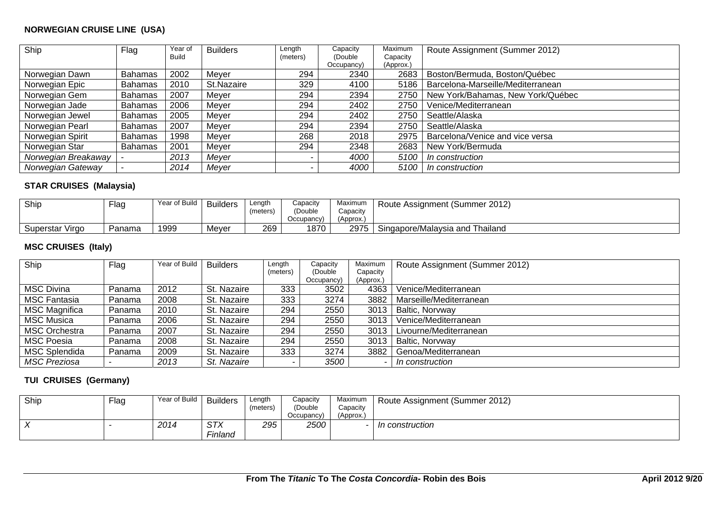**NORWEGIAN CRUISE LINE (USA)**

| Ship | Flag | Year of Build | Builders | Length (meters) | Capacity (Double Occupancy) | Maximum Capacity (Approx.) | Route Assignment (Summer 2012) |
|---|---|---|---|---|---|---|---|
| Norwegian Dawn | Bahamas | 2002 | Meyer | 294 | 2340 | 2683 | Boston/Bermuda, Boston/Québec |
| Norwegian Epic | Bahamas | 2010 | St.Nazaire | 329 | 4100 | 5186 | Barcelona-Marseille/Mediterranean |
| Norwegian Gem | Bahamas | 2007 | Meyer | 294 | 2394 | 2750 | New York/Bahamas, New York/Québec |
| Norwegian Jade | Bahamas | 2006 | Meyer | 294 | 2402 | 2750 | Venice/Mediterranean |
| Norwegian Jewel | Bahamas | 2005 | Meyer | 294 | 2402 | 2750 | Seattle/Alaska |
| Norwegian Pearl | Bahamas | 2007 | Meyer | 294 | 2394 | 2750 | Seattle/Alaska |
| Norwegian Spirit | Bahamas | 1998 | Meyer | 268 | 2018 | 2975 | Barcelona/Venice and vice versa |
| Norwegian Star | Bahamas | 2001 | Meyer | 294 | 2348 | 2683 | New York/Bermuda |
| *Norwegian Breakaway* | - | *2013* | *Meyer* | - | *4000* | *5100* | *In construction* |
| *Norwegian Gateway* | - | *2014* | *Meyer* | - | *4000* | *5100* | *In construction* |

**STAR CRUISES (Malaysia)**

| Ship | Flag | Year of Build | Builders | Length (meters) | Capacity (Double Occupancy) | Maximum Capacity (Approx.) | Route Assignment (Summer 2012) |
|---|---|---|---|---|---|---|---|
| Superstar Virgo | Panama | 1999 | Meyer | 269 | 1870 | 2975 | Singapore/Malaysia and Thailand |

**MSC CRUISES (Italy)**

| Ship | Flag | Year of Build | Builders | Length (meters) | Capacity (Double Occupancy) | Maximum Capacity (Approx.) | Route Assignment (Summer 2012) |
|---|---|---|---|---|---|---|---|
| MSC Divina | Panama | 2012 | St. Nazaire | 333 | 3502 | 4363 | Venice/Mediterranean |
| MSC Fantasia | Panama | 2008 | St. Nazaire | 333 | 3274 | 3882 | Marseille/Mediterranean |
| MSC Magnifica | Panama | 2010 | St. Nazaire | 294 | 2550 | 3013 | Baltic, Norvway |
| MSC Musica | Panama | 2006 | St. Nazaire | 294 | 2550 | 3013 | Venice/Mediterranean |
| MSC Orchestra | Panama | 2007 | St. Nazaire | 294 | 2550 | 3013 | Livourne/Mediterranean |
| MSC Poesia | Panama | 2008 | St. Nazaire | 294 | 2550 | 3013 | Baltic, Norvway |
| MSC Splendida | Panama | 2009 | St. Nazaire | 333 | 3274 | 3882 | Genoa/Mediterranean |
| *MSC Preziosa* | - | *2013* | *St. Nazaire* | - | *3500* | - | *In construction* |

**TUI CRUISES (Germany)**

| Ship | Flag | Year of Build | Builders | Length (meters) | Capacity (Double Occupancy) | Maximum Capacity (Approx.) | Route Assignment (Summer 2012) |
|---|---|---|---|---|---|---|---|
| *X* | - | *2014* | *STX Finland* | *295* | *2500* | - | *In construction* |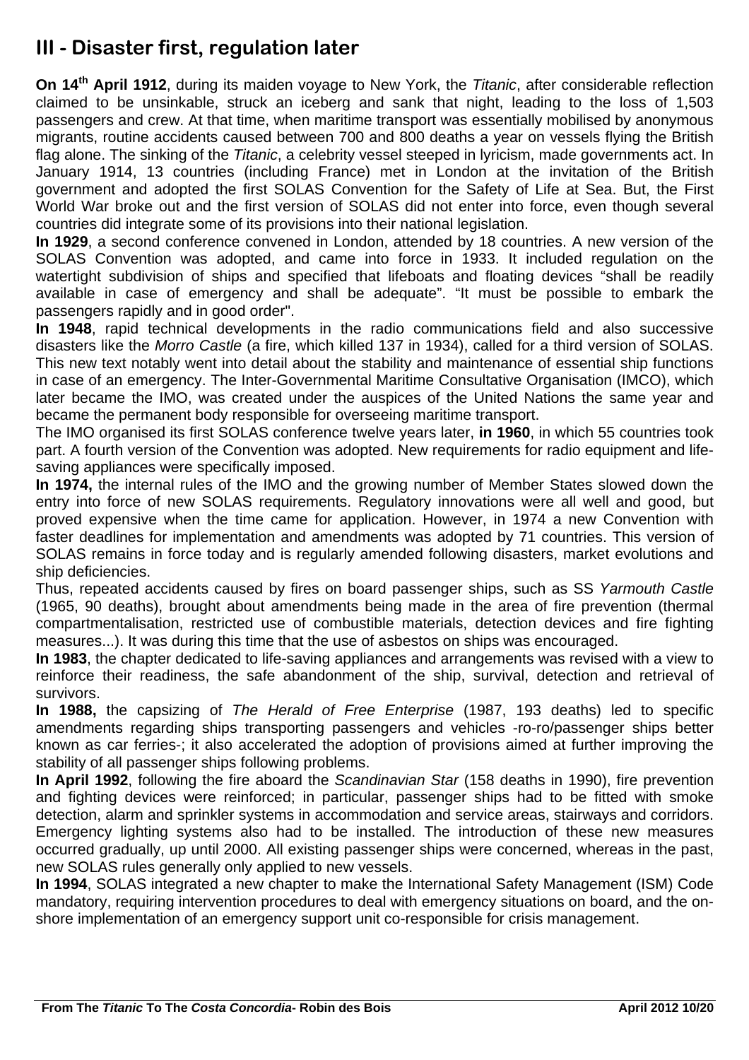## III - Disaster first, regulation later

**On 14th April 1912**, during its maiden voyage to New York, the *Titanic*, after considerable reflection claimed to be unsinkable, struck an iceberg and sank that night, leading to the loss of 1,503 passengers and crew. At that time, when maritime transport was essentially mobilised by anonymous migrants, routine accidents caused between 700 and 800 deaths a year on vessels flying the British flag alone. The sinking of the *Titanic*, a celebrity vessel steeped in lyricism, made governments act. In January 1914, 13 countries (including France) met in London at the invitation of the British government and adopted the first SOLAS Convention for the Safety of Life at Sea. But, the First World War broke out and the first version of SOLAS did not enter into force, even though several countries did integrate some of its provisions into their national legislation.

**In 1929**, a second conference convened in London, attended by 18 countries. A new version of the SOLAS Convention was adopted, and came into force in 1933. It included regulation on the watertight subdivision of ships and specified that lifeboats and floating devices "shall be readily available in case of emergency and shall be adequate". "It must be possible to embark the passengers rapidly and in good order".

**In 1948**, rapid technical developments in the radio communications field and also successive disasters like the *Morro Castle* (a fire, which killed 137 in 1934), called for a third version of SOLAS. This new text notably went into detail about the stability and maintenance of essential ship functions in case of an emergency. The Inter-Governmental Maritime Consultative Organisation (IMCO), which later became the IMO, was created under the auspices of the United Nations the same year and became the permanent body responsible for overseeing maritime transport.

The IMO organised its first SOLAS conference twelve years later, **in 1960**, in which 55 countries took part. A fourth version of the Convention was adopted. New requirements for radio equipment and life-saving appliances were specifically imposed.

**In 1974,** the internal rules of the IMO and the growing number of Member States slowed down the entry into force of new SOLAS requirements. Regulatory innovations were all well and good, but proved expensive when the time came for application. However, in 1974 a new Convention with faster deadlines for implementation and amendments was adopted by 71 countries. This version of SOLAS remains in force today and is regularly amended following disasters, market evolutions and ship deficiencies.

Thus, repeated accidents caused by fires on board passenger ships, such as SS *Yarmouth Castle* (1965, 90 deaths), brought about amendments being made in the area of fire prevention (thermal compartmentalisation, restricted use of combustible materials, detection devices and fire fighting measures...). It was during this time that the use of asbestos on ships was encouraged.

**In 1983**, the chapter dedicated to life-saving appliances and arrangements was revised with a view to reinforce their readiness, the safe abandonment of the ship, survival, detection and retrieval of survivors.

**In 1988,** the capsizing of *The Herald of Free Enterprise* (1987, 193 deaths) led to specific amendments regarding ships transporting passengers and vehicles -ro-ro/passenger ships better known as car ferries-; it also accelerated the adoption of provisions aimed at further improving the stability of all passenger ships following problems.

**In April 1992**, following the fire aboard the *Scandinavian Star* (158 deaths in 1990), fire prevention and fighting devices were reinforced; in particular, passenger ships had to be fitted with smoke detection, alarm and sprinkler systems in accommodation and service areas, stairways and corridors. Emergency lighting systems also had to be installed. The introduction of these new measures occurred gradually, up until 2000. All existing passenger ships were concerned, whereas in the past, new SOLAS rules generally only applied to new vessels.

**In 1994**, SOLAS integrated a new chapter to make the International Safety Management (ISM) Code mandatory, requiring intervention procedures to deal with emergency situations on board, and the on-shore implementation of an emergency support unit co-responsible for crisis management.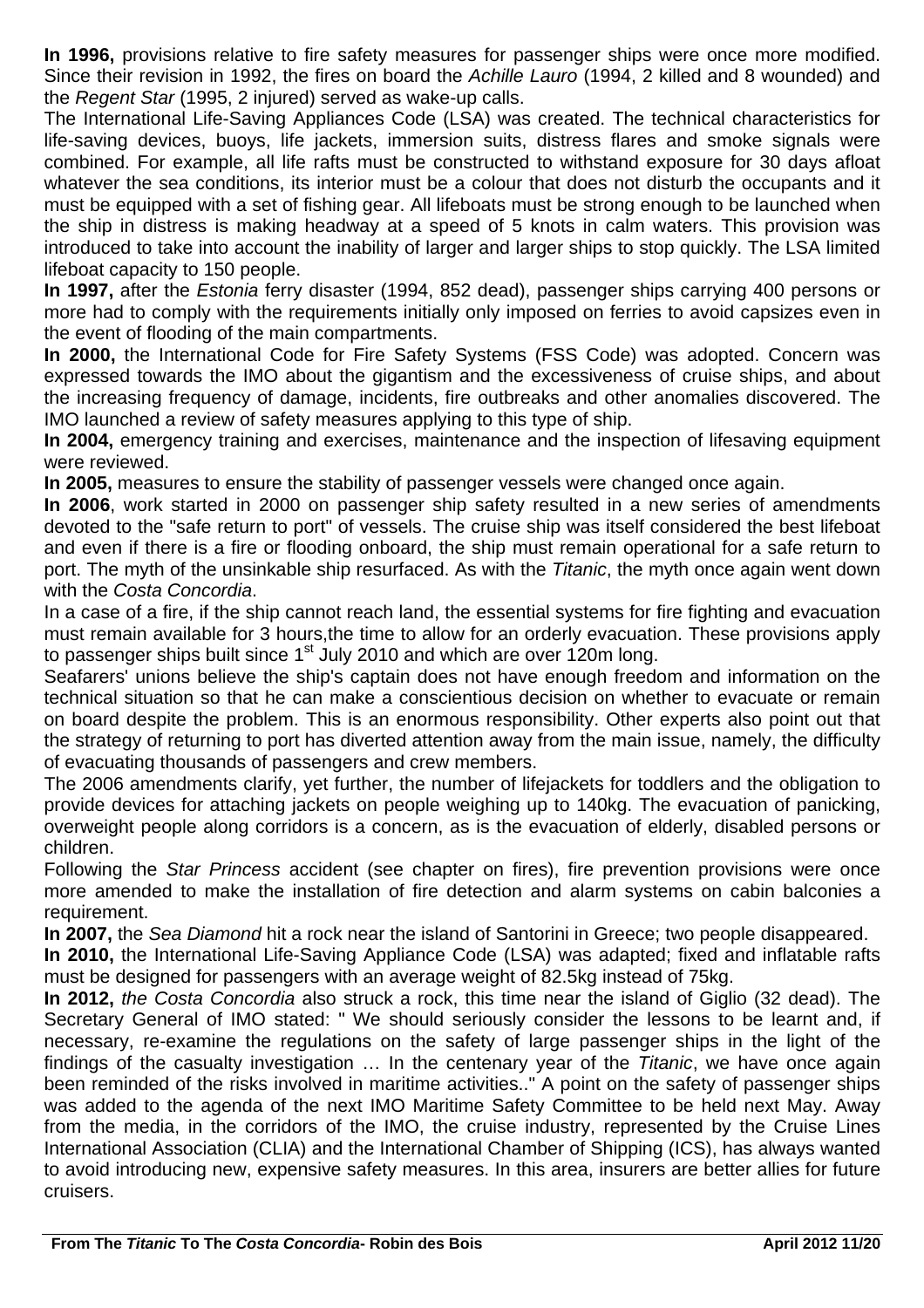**In 1996,** provisions relative to fire safety measures for passenger ships were once more modified. Since their revision in 1992, the fires on board the *Achille Lauro* (1994, 2 killed and 8 wounded) and the *Regent Star* (1995, 2 injured) served as wake-up calls.

The International Life-Saving Appliances Code (LSA) was created. The technical characteristics for life-saving devices, buoys, life jackets, immersion suits, distress flares and smoke signals were combined. For example, all life rafts must be constructed to withstand exposure for 30 days afloat whatever the sea conditions, its interior must be a colour that does not disturb the occupants and it must be equipped with a set of fishing gear. All lifeboats must be strong enough to be launched when the ship in distress is making headway at a speed of 5 knots in calm waters. This provision was introduced to take into account the inability of larger and larger ships to stop quickly. The LSA limited lifeboat capacity to 150 people.

**In 1997,** after the *Estonia* ferry disaster (1994, 852 dead), passenger ships carrying 400 persons or more had to comply with the requirements initially only imposed on ferries to avoid capsizes even in the event of flooding of the main compartments.

**In 2000,** the International Code for Fire Safety Systems (FSS Code) was adopted. Concern was expressed towards the IMO about the gigantism and the excessiveness of cruise ships, and about the increasing frequency of damage, incidents, fire outbreaks and other anomalies discovered. The IMO launched a review of safety measures applying to this type of ship.

**In 2004,** emergency training and exercises, maintenance and the inspection of lifesaving equipment were reviewed.

**In 2005,** measures to ensure the stability of passenger vessels were changed once again.

**In 2006**, work started in 2000 on passenger ship safety resulted in a new series of amendments devoted to the "safe return to port" of vessels. The cruise ship was itself considered the best lifeboat and even if there is a fire or flooding onboard, the ship must remain operational for a safe return to port. The myth of the unsinkable ship resurfaced. As with the *Titanic*, the myth once again went down with the *Costa Concordia*.

In a case of a fire, if the ship cannot reach land, the essential systems for fire fighting and evacuation must remain available for 3 hours,the time to allow for an orderly evacuation. These provisions apply to passenger ships built since 1st July 2010 and which are over 120m long.

Seafarers' unions believe the ship's captain does not have enough freedom and information on the technical situation so that he can make a conscientious decision on whether to evacuate or remain on board despite the problem. This is an enormous responsibility. Other experts also point out that the strategy of returning to port has diverted attention away from the main issue, namely, the difficulty of evacuating thousands of passengers and crew members.

The 2006 amendments clarify, yet further, the number of lifejackets for toddlers and the obligation to provide devices for attaching jackets on people weighing up to 140kg. The evacuation of panicking, overweight people along corridors is a concern, as is the evacuation of elderly, disabled persons or children.

Following the *Star Princess* accident (see chapter on fires), fire prevention provisions were once more amended to make the installation of fire detection and alarm systems on cabin balconies a requirement.

**In 2007,** the *Sea Diamond* hit a rock near the island of Santorini in Greece; two people disappeared.

**In 2010,** the International Life-Saving Appliance Code (LSA) was adapted; fixed and inflatable rafts must be designed for passengers with an average weight of 82.5kg instead of 75kg.

**In 2012,** *the Costa Concordia* also struck a rock, this time near the island of Giglio (32 dead). The Secretary General of IMO stated: " We should seriously consider the lessons to be learnt and, if necessary, re-examine the regulations on the safety of large passenger ships in the light of the findings of the casualty investigation … In the centenary year of the *Titanic*, we have once again been reminded of the risks involved in maritime activities.." A point on the safety of passenger ships was added to the agenda of the next IMO Maritime Safety Committee to be held next May. Away from the media, in the corridors of the IMO, the cruise industry, represented by the Cruise Lines International Association (CLIA) and the International Chamber of Shipping (ICS), has always wanted to avoid introducing new, expensive safety measures. In this area, insurers are better allies for future cruisers.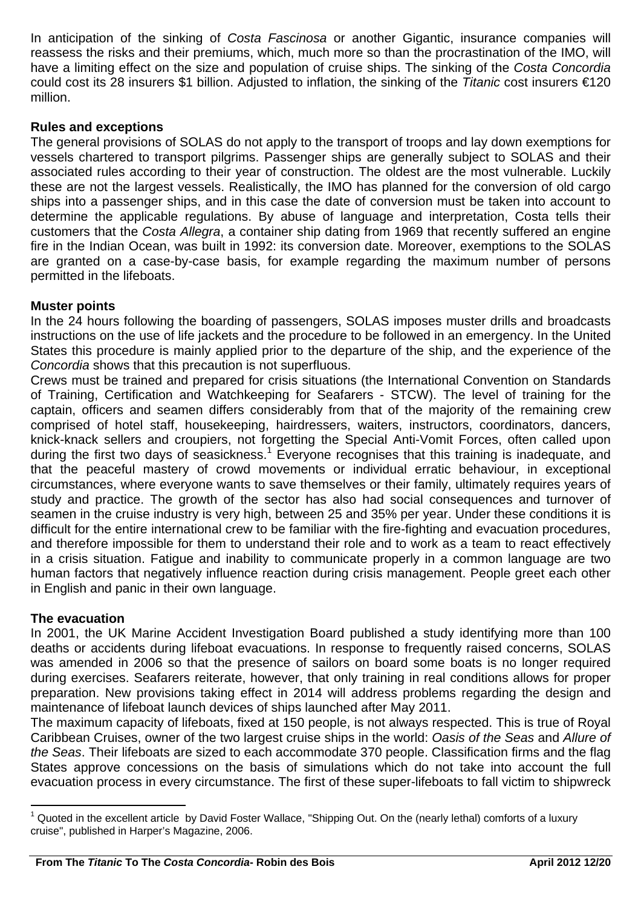In anticipation of the sinking of *Costa Fascinosa* or another Gigantic, insurance companies will reassess the risks and their premiums, which, much more so than the procrastination of the IMO, will have a limiting effect on the size and population of cruise ships. The sinking of the *Costa Concordia* could cost its 28 insurers $1 billion. Adjusted to inflation, the sinking of the *Titanic* cost insurers €120 million.

## Rules and exceptions

The general provisions of SOLAS do not apply to the transport of troops and lay down exemptions for vessels chartered to transport pilgrims. Passenger ships are generally subject to SOLAS and their associated rules according to their year of construction. The oldest are the most vulnerable. Luckily these are not the largest vessels. Realistically, the IMO has planned for the conversion of old cargo ships into a passenger ships, and in this case the date of conversion must be taken into account to determine the applicable regulations. By abuse of language and interpretation, Costa tells their customers that the *Costa Allegra*, a container ship dating from 1969 that recently suffered an engine fire in the Indian Ocean, was built in 1992: its conversion date. Moreover, exemptions to the SOLAS are granted on a case-by-case basis, for example regarding the maximum number of persons permitted in the lifeboats.

## Muster points

In the 24 hours following the boarding of passengers, SOLAS imposes muster drills and broadcasts instructions on the use of life jackets and the procedure to be followed in an emergency. In the United States this procedure is mainly applied prior to the departure of the ship, and the experience of the *Concordia* shows that this precaution is not superfluous.

Crews must be trained and prepared for crisis situations (the International Convention on Standards of Training, Certification and Watchkeeping for Seafarers - STCW). The level of training for the captain, officers and seamen differs considerably from that of the majority of the remaining crew comprised of hotel staff, housekeeping, hairdressers, waiters, instructors, coordinators, dancers, knick-knack sellers and croupiers, not forgetting the Special Anti-Vomit Forces, often called upon during the first two days of seasickness.[1] Everyone recognises that this training is inadequate, and that the peaceful mastery of crowd movements or individual erratic behaviour, in exceptional circumstances, where everyone wants to save themselves or their family, ultimately requires years of study and practice. The growth of the sector has also had social consequences and turnover of seamen in the cruise industry is very high, between 25 and 35% per year. Under these conditions it is difficult for the entire international crew to be familiar with the fire-fighting and evacuation procedures, and therefore impossible for them to understand their role and to work as a team to react effectively in a crisis situation. Fatigue and inability to communicate properly in a common language are two human factors that negatively influence reaction during crisis management. People greet each other in English and panic in their own language.

## The evacuation

In 2001, the UK Marine Accident Investigation Board published a study identifying more than 100 deaths or accidents during lifeboat evacuations. In response to frequently raised concerns, SOLAS was amended in 2006 so that the presence of sailors on board some boats is no longer required during exercises. Seafarers reiterate, however, that only training in real conditions allows for proper preparation. New provisions taking effect in 2014 will address problems regarding the design and maintenance of lifeboat launch devices of ships launched after May 2011.

The maximum capacity of lifeboats, fixed at 150 people, is not always respected. This is true of Royal Caribbean Cruises, owner of the two largest cruise ships in the world: *Oasis of the Seas* and *Allure of the Seas*. Their lifeboats are sized to each accommodate 370 people. Classification firms and the flag States approve concessions on the basis of simulations which do not take into account the full evacuation process in every circumstance. The first of these super-lifeboats to fall victim to shipwreck

---

[1] Quoted in the excellent article by David Foster Wallace, "Shipping Out. On the (nearly lethal) comforts of a luxury cruise", published in Harper's Magazine, 2006.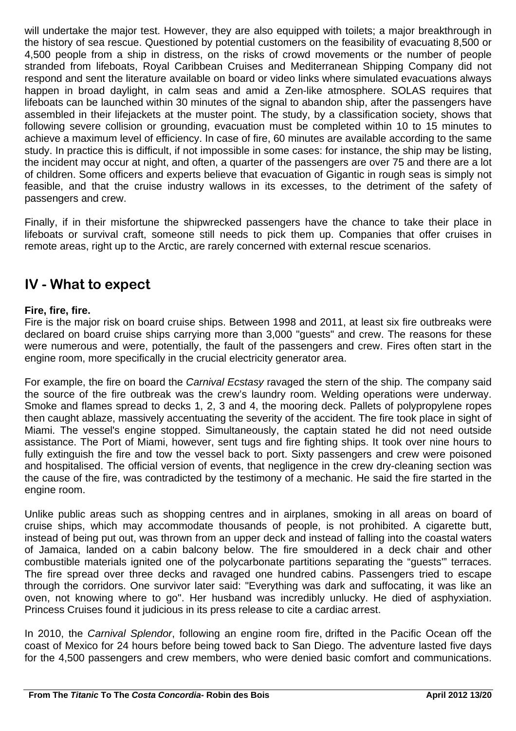will undertake the major test. However, they are also equipped with toilets; a major breakthrough in the history of sea rescue. Questioned by potential customers on the feasibility of evacuating 8,500 or 4,500 people from a ship in distress, on the risks of crowd movements or the number of people stranded from lifeboats, Royal Caribbean Cruises and Mediterranean Shipping Company did not respond and sent the literature available on board or video links where simulated evacuations always happen in broad daylight, in calm seas and amid a Zen-like atmosphere. SOLAS requires that lifeboats can be launched within 30 minutes of the signal to abandon ship, after the passengers have assembled in their lifejackets at the muster point. The study, by a classification society, shows that following severe collision or grounding, evacuation must be completed within 10 to 15 minutes to achieve a maximum level of efficiency. In case of fire, 60 minutes are available according to the same study. In practice this is difficult, if not impossible in some cases: for instance, the ship may be listing, the incident may occur at night, and often, a quarter of the passengers are over 75 and there are a lot of children. Some officers and experts believe that evacuation of Gigantic in rough seas is simply not feasible, and that the cruise industry wallows in its excesses, to the detriment of the safety of passengers and crew.

Finally, if in their misfortune the shipwrecked passengers have the chance to take their place in lifeboats or survival craft, someone still needs to pick them up. Companies that offer cruises in remote areas, right up to the Arctic, are rarely concerned with external rescue scenarios.

## IV - What to expect

**Fire, fire, fire.**

Fire is the major risk on board cruise ships. Between 1998 and 2011, at least six fire outbreaks were declared on board cruise ships carrying more than 3,000 "guests" and crew. The reasons for these were numerous and were, potentially, the fault of the passengers and crew. Fires often start in the engine room, more specifically in the crucial electricity generator area.

For example, the fire on board the *Carnival Ecstasy* ravaged the stern of the ship. The company said the source of the fire outbreak was the crew's laundry room. Welding operations were underway. Smoke and flames spread to decks 1, 2, 3 and 4, the mooring deck. Pallets of polypropylene ropes then caught ablaze, massively accentuating the severity of the accident. The fire took place in sight of Miami. The vessel's engine stopped. Simultaneously, the captain stated he did not need outside assistance. The Port of Miami, however, sent tugs and fire fighting ships. It took over nine hours to fully extinguish the fire and tow the vessel back to port. Sixty passengers and crew were poisoned and hospitalised. The official version of events, that negligence in the crew dry-cleaning section was the cause of the fire, was contradicted by the testimony of a mechanic. He said the fire started in the engine room.

Unlike public areas such as shopping centres and in airplanes, smoking in all areas on board of cruise ships, which may accommodate thousands of people, is not prohibited. A cigarette butt, instead of being put out, was thrown from an upper deck and instead of falling into the coastal waters of Jamaica, landed on a cabin balcony below. The fire smouldered in a deck chair and other combustible materials ignited one of the polycarbonate partitions separating the "guests'" terraces. The fire spread over three decks and ravaged one hundred cabins. Passengers tried to escape through the corridors. One survivor later said: "Everything was dark and suffocating, it was like an oven, not knowing where to go". Her husband was incredibly unlucky. He died of asphyxiation. Princess Cruises found it judicious in its press release to cite a cardiac arrest.

In 2010, the *Carnival Splendor*, following an engine room fire, drifted in the Pacific Ocean off the coast of Mexico for 24 hours before being towed back to San Diego. The adventure lasted five days for the 4,500 passengers and crew members, who were denied basic comfort and communications.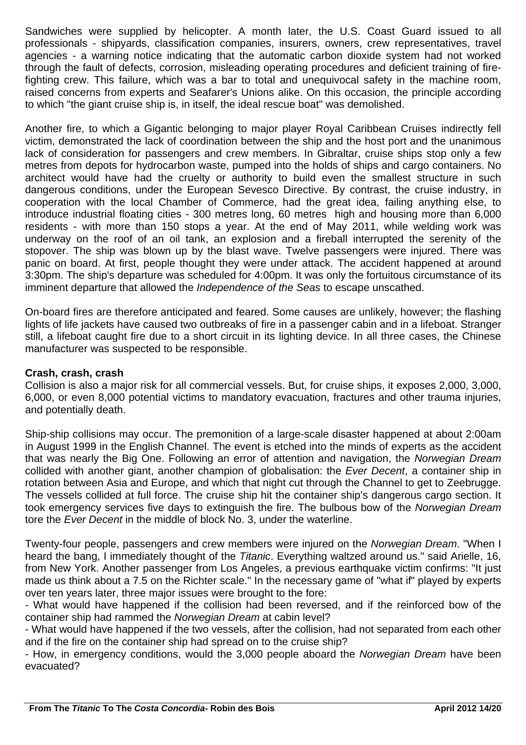Sandwiches were supplied by helicopter. A month later, the U.S. Coast Guard issued to all professionals - shipyards, classification companies, insurers, owners, crew representatives, travel agencies - a warning notice indicating that the automatic carbon dioxide system had not worked through the fault of defects, corrosion, misleading operating procedures and deficient training of fire-fighting crew. This failure, which was a bar to total and unequivocal safety in the machine room, raised concerns from experts and Seafarer's Unions alike. On this occasion, the principle according to which "the giant cruise ship is, in itself, the ideal rescue boat" was demolished.

Another fire, to which a Gigantic belonging to major player Royal Caribbean Cruises indirectly fell victim, demonstrated the lack of coordination between the ship and the host port and the unanimous lack of consideration for passengers and crew members. In Gibraltar, cruise ships stop only a few metres from depots for hydrocarbon waste, pumped into the holds of ships and cargo containers. No architect would have had the cruelty or authority to build even the smallest structure in such dangerous conditions, under the European Sevesco Directive. By contrast, the cruise industry, in cooperation with the local Chamber of Commerce, had the great idea, failing anything else, to introduce industrial floating cities - 300 metres long, 60 metres high and housing more than 6,000 residents - with more than 150 stops a year. At the end of May 2011, while welding work was underway on the roof of an oil tank, an explosion and a fireball interrupted the serenity of the stopover. The ship was blown up by the blast wave. Twelve passengers were injured. There was panic on board. At first, people thought they were under attack. The accident happened at around 3:30pm. The ship's departure was scheduled for 4:00pm. It was only the fortuitous circumstance of its imminent departure that allowed the *Independence of the Seas* to escape unscathed.

On-board fires are therefore anticipated and feared. Some causes are unlikely, however; the flashing lights of life jackets have caused two outbreaks of fire in a passenger cabin and in a lifeboat. Stranger still, a lifeboat caught fire due to a short circuit in its lighting device. In all three cases, the Chinese manufacturer was suspected to be responsible.

**Crash, crash, crash**

Collision is also a major risk for all commercial vessels. But, for cruise ships, it exposes 2,000, 3,000, 6,000, or even 8,000 potential victims to mandatory evacuation, fractures and other trauma injuries, and potentially death.

Ship-ship collisions may occur. The premonition of a large-scale disaster happened at about 2:00am in August 1999 in the English Channel. The event is etched into the minds of experts as the accident that was nearly the Big One. Following an error of attention and navigation, the *Norwegian Dream* collided with another giant, another champion of globalisation: the *Ever Decent*, a container ship in rotation between Asia and Europe, and which that night cut through the Channel to get to Zeebrugge. The vessels collided at full force. The cruise ship hit the container ship's dangerous cargo section. It took emergency services five days to extinguish the fire. The bulbous bow of the *Norwegian Dream* tore the *Ever Decent* in the middle of block No. 3, under the waterline.

Twenty-four people, passengers and crew members were injured on the *Norwegian Dream*. "When I heard the bang, I immediately thought of the *Titanic*. Everything waltzed around us." said Arielle, 16, from New York. Another passenger from Los Angeles, a previous earthquake victim confirms: "It just made us think about a 7.5 on the Richter scale." In the necessary game of "what if" played by experts over ten years later, three major issues were brought to the fore:

- What would have happened if the collision had been reversed, and if the reinforced bow of the container ship had rammed the *Norwegian Dream* at cabin level?
- What would have happened if the two vessels, after the collision, had not separated from each other and if the fire on the container ship had spread on to the cruise ship?
- How, in emergency conditions, would the 3,000 people aboard the *Norwegian Dream* have been evacuated?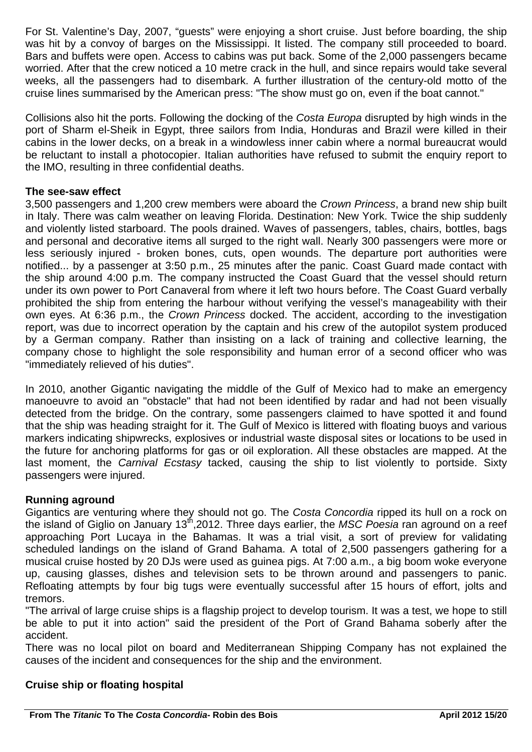For St. Valentine's Day, 2007, "guests" were enjoying a short cruise. Just before boarding, the ship was hit by a convoy of barges on the Mississippi. It listed. The company still proceeded to board. Bars and buffets were open. Access to cabins was put back. Some of the 2,000 passengers became worried. After that the crew noticed a 10 metre crack in the hull, and since repairs would take several weeks, all the passengers had to disembark. A further illustration of the century-old motto of the cruise lines summarised by the American press: "The show must go on, even if the boat cannot."

Collisions also hit the ports. Following the docking of the *Costa Europa* disrupted by high winds in the port of Sharm el-Sheik in Egypt, three sailors from India, Honduras and Brazil were killed in their cabins in the lower decks, on a break in a windowless inner cabin where a normal bureaucrat would be reluctant to install a photocopier. Italian authorities have refused to submit the enquiry report to the IMO, resulting in three confidential deaths.

**The see-saw effect**

3,500 passengers and 1,200 crew members were aboard the *Crown Princess*, a brand new ship built in Italy. There was calm weather on leaving Florida. Destination: New York. Twice the ship suddenly and violently listed starboard. The pools drained. Waves of passengers, tables, chairs, bottles, bags and personal and decorative items all surged to the right wall. Nearly 300 passengers were more or less seriously injured - broken bones, cuts, open wounds. The departure port authorities were notified... by a passenger at 3:50 p.m., 25 minutes after the panic. Coast Guard made contact with the ship around 4:00 p.m. The company instructed the Coast Guard that the vessel should return under its own power to Port Canaveral from where it left two hours before. The Coast Guard verbally prohibited the ship from entering the harbour without verifying the vessel's manageability with their own eyes. At 6:36 p.m., the *Crown Princess* docked. The accident, according to the investigation report, was due to incorrect operation by the captain and his crew of the autopilot system produced by a German company. Rather than insisting on a lack of training and collective learning, the company chose to highlight the sole responsibility and human error of a second officer who was "immediately relieved of his duties".

In 2010, another Gigantic navigating the middle of the Gulf of Mexico had to make an emergency manoeuvre to avoid an "obstacle" that had not been identified by radar and had not been visually detected from the bridge. On the contrary, some passengers claimed to have spotted it and found that the ship was heading straight for it. The Gulf of Mexico is littered with floating buoys and various markers indicating shipwrecks, explosives or industrial waste disposal sites or locations to be used in the future for anchoring platforms for gas or oil exploration. All these obstacles are mapped. At the last moment, the *Carnival Ecstasy* tacked, causing the ship to list violently to portside. Sixty passengers were injured.

**Running aground**

Gigantics are venturing where they should not go. The *Costa Concordia* ripped its hull on a rock on the island of Giglio on January 13th, 2012. Three days earlier, the *MSC Poesia* ran aground on a reef approaching Port Lucaya in the Bahamas. It was a trial visit, a sort of preview for validating scheduled landings on the island of Grand Bahama. A total of 2,500 passengers gathering for a musical cruise hosted by 20 DJs were used as guinea pigs. At 7:00 a.m., a big boom woke everyone up, causing glasses, dishes and television sets to be thrown around and passengers to panic. Refloating attempts by four big tugs were eventually successful after 15 hours of effort, jolts and tremors.

"The arrival of large cruise ships is a flagship project to develop tourism. It was a test, we hope to still be able to put it into action" said the president of the Port of Grand Bahama soberly after the accident.

There was no local pilot on board and Mediterranean Shipping Company has not explained the causes of the incident and consequences for the ship and the environment.

**Cruise ship or floating hospital**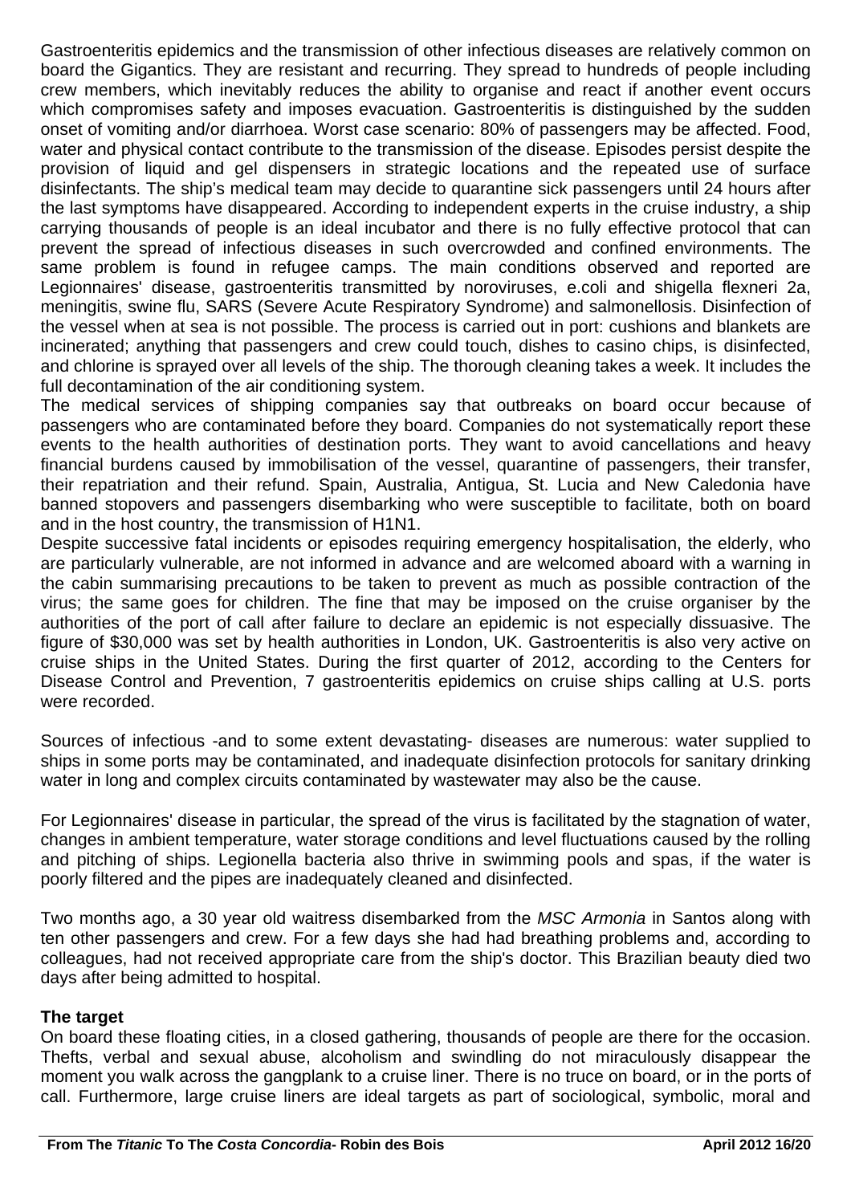Gastroenteritis epidemics and the transmission of other infectious diseases are relatively common on board the Gigantics. They are resistant and recurring. They spread to hundreds of people including crew members, which inevitably reduces the ability to organise and react if another event occurs which compromises safety and imposes evacuation. Gastroenteritis is distinguished by the sudden onset of vomiting and/or diarrhoea. Worst case scenario: 80% of passengers may be affected. Food, water and physical contact contribute to the transmission of the disease. Episodes persist despite the provision of liquid and gel dispensers in strategic locations and the repeated use of surface disinfectants. The ship's medical team may decide to quarantine sick passengers until 24 hours after the last symptoms have disappeared. According to independent experts in the cruise industry, a ship carrying thousands of people is an ideal incubator and there is no fully effective protocol that can prevent the spread of infectious diseases in such overcrowded and confined environments. The same problem is found in refugee camps. The main conditions observed and reported are Legionnaires' disease, gastroenteritis transmitted by noroviruses, e.coli and shigella flexneri 2a, meningitis, swine flu, SARS (Severe Acute Respiratory Syndrome) and salmonellosis. Disinfection of the vessel when at sea is not possible. The process is carried out in port: cushions and blankets are incinerated; anything that passengers and crew could touch, dishes to casino chips, is disinfected, and chlorine is sprayed over all levels of the ship. The thorough cleaning takes a week. It includes the full decontamination of the air conditioning system.

The medical services of shipping companies say that outbreaks on board occur because of passengers who are contaminated before they board. Companies do not systematically report these events to the health authorities of destination ports. They want to avoid cancellations and heavy financial burdens caused by immobilisation of the vessel, quarantine of passengers, their transfer, their repatriation and their refund. Spain, Australia, Antigua, St. Lucia and New Caledonia have banned stopovers and passengers disembarking who were susceptible to facilitate, both on board and in the host country, the transmission of H1N1.

Despite successive fatal incidents or episodes requiring emergency hospitalisation, the elderly, who are particularly vulnerable, are not informed in advance and are welcomed aboard with a warning in the cabin summarising precautions to be taken to prevent as much as possible contraction of the virus; the same goes for children. The fine that may be imposed on the cruise organiser by the authorities of the port of call after failure to declare an epidemic is not especially dissuasive. The figure of $30,000 was set by health authorities in London, UK. Gastroenteritis is also very active on cruise ships in the United States. During the first quarter of 2012, according to the Centers for Disease Control and Prevention, 7 gastroenteritis epidemics on cruise ships calling at U.S. ports were recorded.

Sources of infectious -and to some extent devastating- diseases are numerous: water supplied to ships in some ports may be contaminated, and inadequate disinfection protocols for sanitary drinking water in long and complex circuits contaminated by wastewater may also be the cause.

For Legionnaires' disease in particular, the spread of the virus is facilitated by the stagnation of water, changes in ambient temperature, water storage conditions and level fluctuations caused by the rolling and pitching of ships. Legionella bacteria also thrive in swimming pools and spas, if the water is poorly filtered and the pipes are inadequately cleaned and disinfected.

Two months ago, a 30 year old waitress disembarked from the *MSC Armonia* in Santos along with ten other passengers and crew. For a few days she had had breathing problems and, according to colleagues, had not received appropriate care from the ship's doctor. This Brazilian beauty died two days after being admitted to hospital.

**The target**

On board these floating cities, in a closed gathering, thousands of people are there for the occasion. Thefts, verbal and sexual abuse, alcoholism and swindling do not miraculously disappear the moment you walk across the gangplank to a cruise liner. There is no truce on board, or in the ports of call. Furthermore, large cruise liners are ideal targets as part of sociological, symbolic, moral and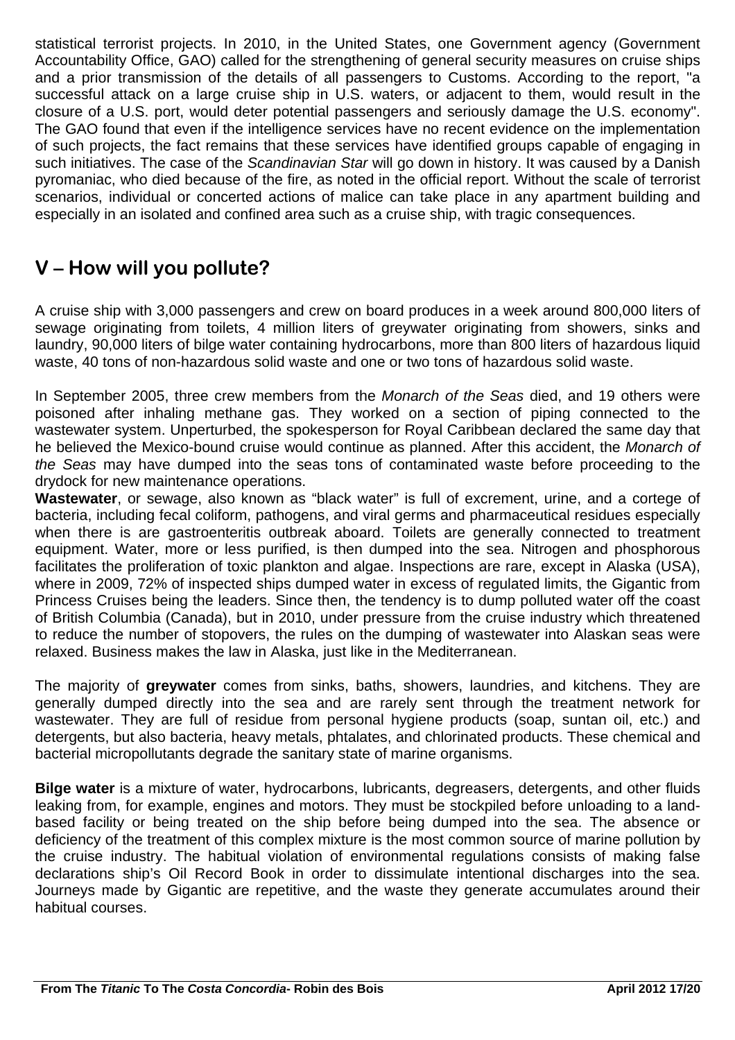statistical terrorist projects. In 2010, in the United States, one Government agency (Government Accountability Office, GAO) called for the strengthening of general security measures on cruise ships and a prior transmission of the details of all passengers to Customs. According to the report, "a successful attack on a large cruise ship in U.S. waters, or adjacent to them, would result in the closure of a U.S. port, would deter potential passengers and seriously damage the U.S. economy". The GAO found that even if the intelligence services have no recent evidence on the implementation of such projects, the fact remains that these services have identified groups capable of engaging in such initiatives. The case of the *Scandinavian Star* will go down in history. It was caused by a Danish pyromaniac, who died because of the fire, as noted in the official report. Without the scale of terrorist scenarios, individual or concerted actions of malice can take place in any apartment building and especially in an isolated and confined area such as a cruise ship, with tragic consequences.

## V – How will you pollute?

A cruise ship with 3,000 passengers and crew on board produces in a week around 800,000 liters of sewage originating from toilets, 4 million liters of greywater originating from showers, sinks and laundry, 90,000 liters of bilge water containing hydrocarbons, more than 800 liters of hazardous liquid waste, 40 tons of non-hazardous solid waste and one or two tons of hazardous solid waste.

In September 2005, three crew members from the *Monarch of the Seas* died, and 19 others were poisoned after inhaling methane gas. They worked on a section of piping connected to the wastewater system. Unperturbed, the spokesperson for Royal Caribbean declared the same day that he believed the Mexico-bound cruise would continue as planned. After this accident, the *Monarch of the Seas* may have dumped into the seas tons of contaminated waste before proceeding to the drydock for new maintenance operations.

**Wastewater**, or sewage, also known as "black water" is full of excrement, urine, and a cortege of bacteria, including fecal coliform, pathogens, and viral germs and pharmaceutical residues especially when there is are gastroenteritis outbreak aboard. Toilets are generally connected to treatment equipment. Water, more or less purified, is then dumped into the sea. Nitrogen and phosphorous facilitates the proliferation of toxic plankton and algae. Inspections are rare, except in Alaska (USA), where in 2009, 72% of inspected ships dumped water in excess of regulated limits, the Gigantic from Princess Cruises being the leaders. Since then, the tendency is to dump polluted water off the coast of British Columbia (Canada), but in 2010, under pressure from the cruise industry which threatened to reduce the number of stopovers, the rules on the dumping of wastewater into Alaskan seas were relaxed. Business makes the law in Alaska, just like in the Mediterranean.

The majority of **greywater** comes from sinks, baths, showers, laundries, and kitchens. They are generally dumped directly into the sea and are rarely sent through the treatment network for wastewater. They are full of residue from personal hygiene products (soap, suntan oil, etc.) and detergents, but also bacteria, heavy metals, phtalates, and chlorinated products. These chemical and bacterial micropollutants degrade the sanitary state of marine organisms.

**Bilge water** is a mixture of water, hydrocarbons, lubricants, degreasers, detergents, and other fluids leaking from, for example, engines and motors. They must be stockpiled before unloading to a land-based facility or being treated on the ship before being dumped into the sea. The absence or deficiency of the treatment of this complex mixture is the most common source of marine pollution by the cruise industry. The habitual violation of environmental regulations consists of making false declarations ship's Oil Record Book in order to dissimulate intentional discharges into the sea. Journeys made by Gigantic are repetitive, and the waste they generate accumulates around their habitual courses.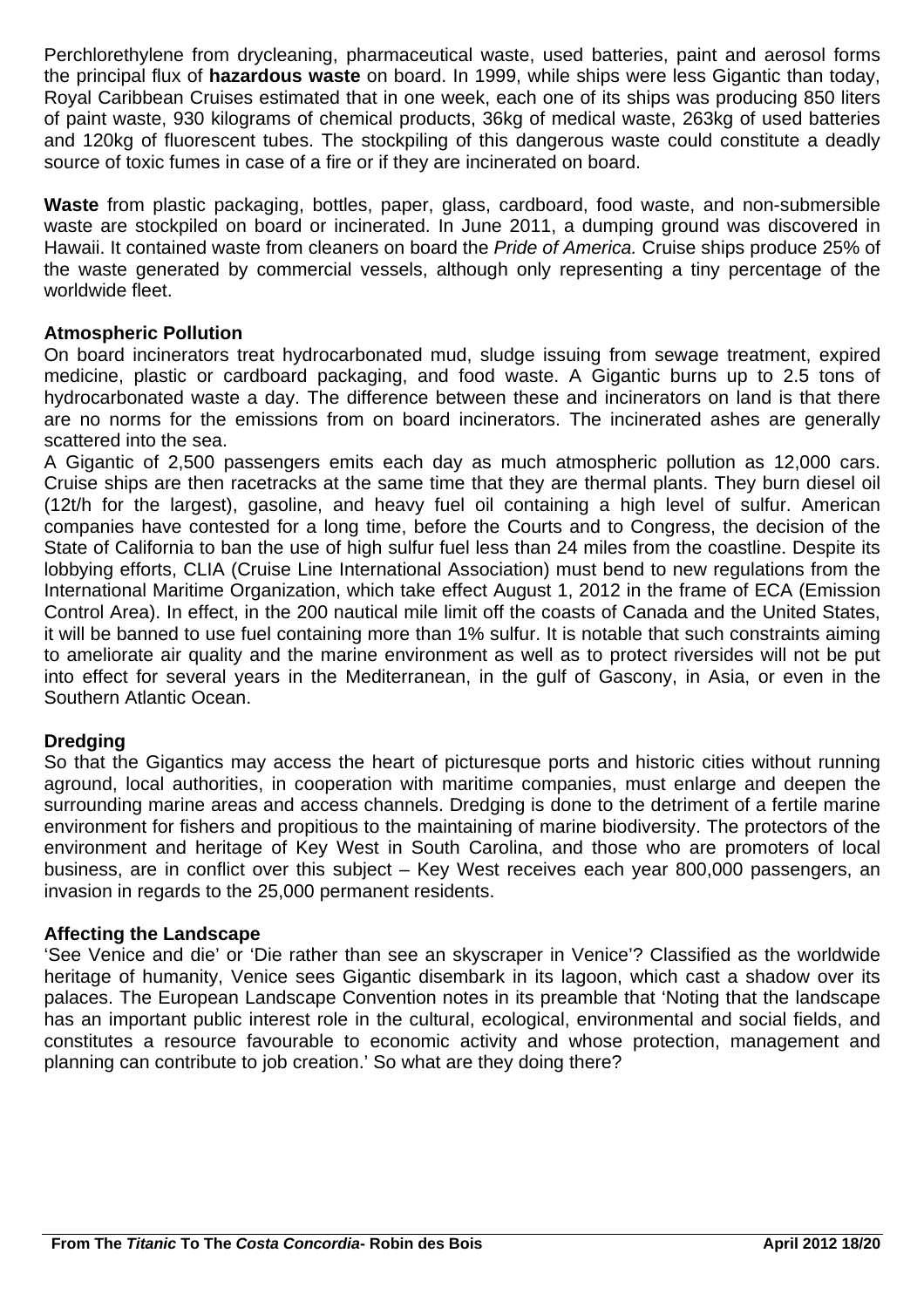Perchlorethylene from drycleaning, pharmaceutical waste, used batteries, paint and aerosol forms the principal flux of **hazardous waste** on board. In 1999, while ships were less Gigantic than today, Royal Caribbean Cruises estimated that in one week, each one of its ships was producing 850 liters of paint waste, 930 kilograms of chemical products, 36kg of medical waste, 263kg of used batteries and 120kg of fluorescent tubes. The stockpiling of this dangerous waste could constitute a deadly source of toxic fumes in case of a fire or if they are incinerated on board.

**Waste** from plastic packaging, bottles, paper, glass, cardboard, food waste, and non-submersible waste are stockpiled on board or incinerated. In June 2011, a dumping ground was discovered in Hawaii. It contained waste from cleaners on board the *Pride of America.* Cruise ships produce 25% of the waste generated by commercial vessels, although only representing a tiny percentage of the worldwide fleet.

**Atmospheric Pollution**

On board incinerators treat hydrocarbonated mud, sludge issuing from sewage treatment, expired medicine, plastic or cardboard packaging, and food waste. A Gigantic burns up to 2.5 tons of hydrocarbonated waste a day. The difference between these and incinerators on land is that there are no norms for the emissions from on board incinerators. The incinerated ashes are generally scattered into the sea.

A Gigantic of 2,500 passengers emits each day as much atmospheric pollution as 12,000 cars. Cruise ships are then racetracks at the same time that they are thermal plants. They burn diesel oil (12t/h for the largest), gasoline, and heavy fuel oil containing a high level of sulfur. American companies have contested for a long time, before the Courts and to Congress, the decision of the State of California to ban the use of high sulfur fuel less than 24 miles from the coastline. Despite its lobbying efforts, CLIA (Cruise Line International Association) must bend to new regulations from the International Maritime Organization, which take effect August 1, 2012 in the frame of ECA (Emission Control Area). In effect, in the 200 nautical mile limit off the coasts of Canada and the United States, it will be banned to use fuel containing more than 1% sulfur. It is notable that such constraints aiming to ameliorate air quality and the marine environment as well as to protect riversides will not be put into effect for several years in the Mediterranean, in the gulf of Gascony, in Asia, or even in the Southern Atlantic Ocean.

**Dredging**

So that the Gigantics may access the heart of picturesque ports and historic cities without running aground, local authorities, in cooperation with maritime companies, must enlarge and deepen the surrounding marine areas and access channels. Dredging is done to the detriment of a fertile marine environment for fishers and propitious to the maintaining of marine biodiversity. The protectors of the environment and heritage of Key West in South Carolina, and those who are promoters of local business, are in conflict over this subject – Key West receives each year 800,000 passengers, an invasion in regards to the 25,000 permanent residents.

**Affecting the Landscape**

'See Venice and die' or 'Die rather than see an skyscraper in Venice'? Classified as the worldwide heritage of humanity, Venice sees Gigantic disembark in its lagoon, which cast a shadow over its palaces. The European Landscape Convention notes in its preamble that 'Noting that the landscape has an important public interest role in the cultural, ecological, environmental and social fields, and constitutes a resource favourable to economic activity and whose protection, management and planning can contribute to job creation.' So what are they doing there?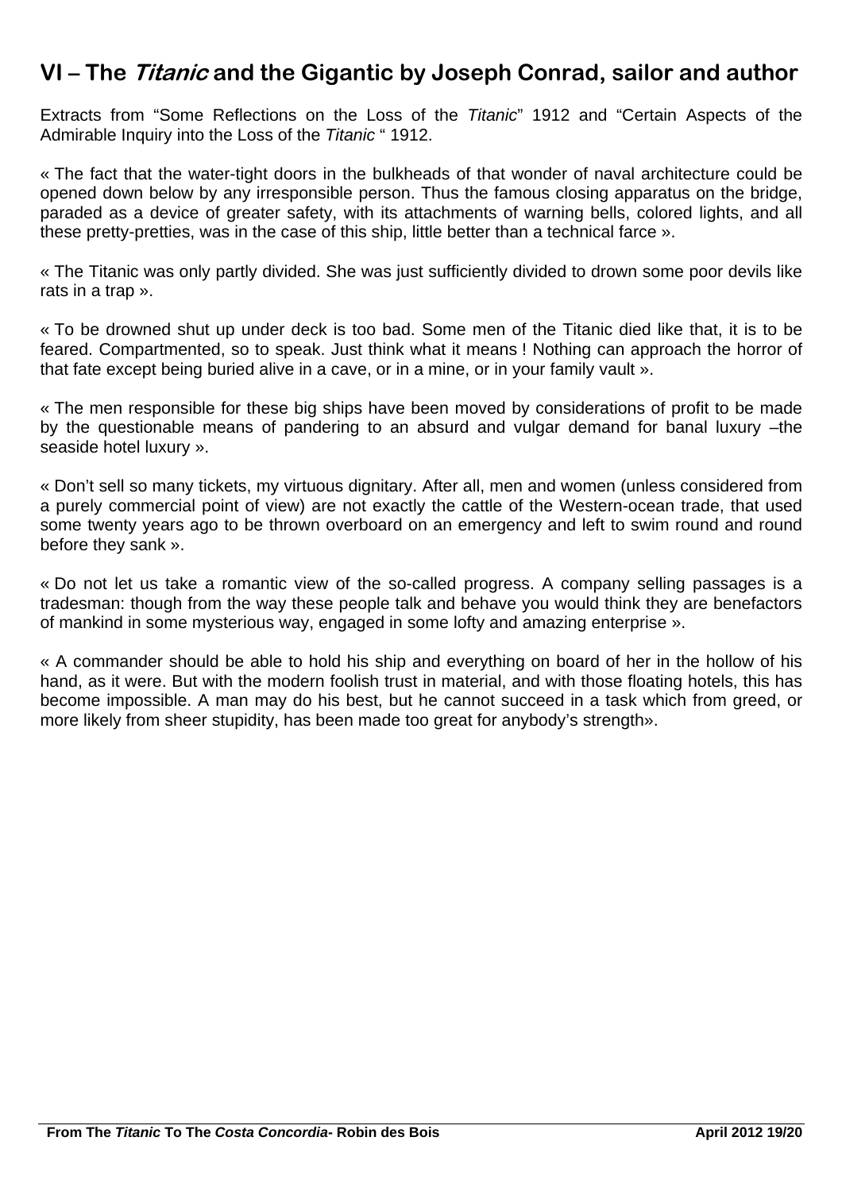## VI – The *Titanic* and the Gigantic by Joseph Conrad, sailor and author

Extracts from "Some Reflections on the Loss of the *Titanic*" 1912 and "Certain Aspects of the Admirable Inquiry into the Loss of the *Titanic* " 1912.

« The fact that the water-tight doors in the bulkheads of that wonder of naval architecture could be opened down below by any irresponsible person. Thus the famous closing apparatus on the bridge, paraded as a device of greater safety, with its attachments of warning bells, colored lights, and all these pretty-pretties, was in the case of this ship, little better than a technical farce ».

« The Titanic was only partly divided. She was just sufficiently divided to drown some poor devils like rats in a trap ».

« To be drowned shut up under deck is too bad. Some men of the Titanic died like that, it is to be feared. Compartmented, so to speak. Just think what it means ! Nothing can approach the horror of that fate except being buried alive in a cave, or in a mine, or in your family vault ».

« The men responsible for these big ships have been moved by considerations of profit to be made by the questionable means of pandering to an absurd and vulgar demand for banal luxury –the seaside hotel luxury ».

« Don't sell so many tickets, my virtuous dignitary. After all, men and women (unless considered from a purely commercial point of view) are not exactly the cattle of the Western-ocean trade, that used some twenty years ago to be thrown overboard on an emergency and left to swim round and round before they sank ».

« Do not let us take a romantic view of the so-called progress. A company selling passages is a tradesman: though from the way these people talk and behave you would think they are benefactors of mankind in some mysterious way, engaged in some lofty and amazing enterprise ».

« A commander should be able to hold his ship and everything on board of her in the hollow of his hand, as it were. But with the modern foolish trust in material, and with those floating hotels, this has become impossible. A man may do his best, but he cannot succeed in a task which from greed, or more likely from sheer stupidity, has been made too great for anybody's strength».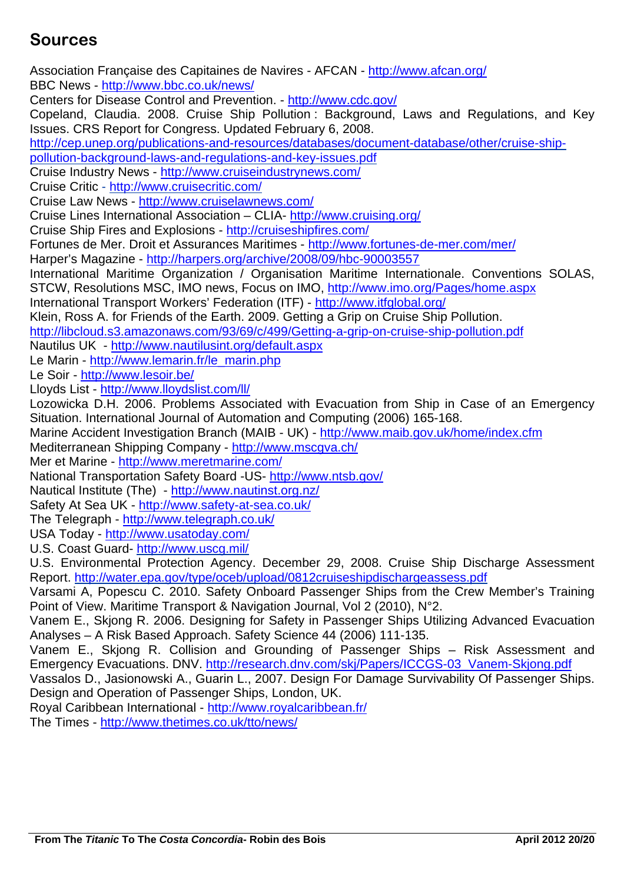# Sources

Association Française des Capitaines de Navires - AFCAN - http://www.afcan.org/
BBC News - http://www.bbc.co.uk/news/
Centers for Disease Control and Prevention. - http://www.cdc.gov/
Copeland, Claudia. 2008. Cruise Ship Pollution : Background, Laws and Regulations, and Key Issues. CRS Report for Congress. Updated February 6, 2008.
http://cep.unep.org/publications-and-resources/databases/document-database/other/cruise-ship-pollution-background-laws-and-regulations-and-key-issues.pdf
Cruise Industry News - http://www.cruiseindustrynews.com/
Cruise Critic - http://www.cruisecritic.com/
Cruise Law News - http://www.cruiselawnews.com/
Cruise Lines International Association – CLIA- http://www.cruising.org/
Cruise Ship Fires and Explosions - http://cruiseshipfires.com/
Fortunes de Mer. Droit et Assurances Maritimes - http://www.fortunes-de-mer.com/mer/
Harper's Magazine - http://harpers.org/archive/2008/09/hbc-90003557
International Maritime Organization / Organisation Maritime Internationale. Conventions SOLAS, STCW, Resolutions MSC, IMO news, Focus on IMO, http://www.imo.org/Pages/home.aspx
International Transport Workers' Federation (ITF) - http://www.itfglobal.org/
Klein, Ross A. for Friends of the Earth. 2009. Getting a Grip on Cruise Ship Pollution.
http://libcloud.s3.amazonaws.com/93/69/c/499/Getting-a-grip-on-cruise-ship-pollution.pdf
Nautilus UK - http://www.nautilusint.org/default.aspx
Le Marin - http://www.lemarin.fr/le_marin.php
Le Soir - http://www.lesoir.be/
Lloyds List - http://www.lloydslist.com/ll/
Lozowicka D.H. 2006. Problems Associated with Evacuation from Ship in Case of an Emergency Situation. International Journal of Automation and Computing (2006) 165-168.
Marine Accident Investigation Branch (MAIB - UK) - http://www.maib.gov.uk/home/index.cfm
Mediterranean Shipping Company - http://www.mscgva.ch/
Mer et Marine - http://www.meretmarine.com/
National Transportation Safety Board -US- http://www.ntsb.gov/
Nautical Institute (The) - http://www.nautinst.org.nz/
Safety At Sea UK - http://www.safety-at-sea.co.uk/
The Telegraph - http://www.telegraph.co.uk/
USA Today - http://www.usatoday.com/
U.S. Coast Guard- http://www.uscg.mil/
U.S. Environmental Protection Agency. December 29, 2008. Cruise Ship Discharge Assessment Report. http://water.epa.gov/type/oceb/upload/0812cruiseshipdischargeassess.pdf
Varsami A, Popescu C. 2010. Safety Onboard Passenger Ships from the Crew Member's Training Point of View. Maritime Transport & Navigation Journal, Vol 2 (2010), N°2.
Vanem E., Skjong R. 2006. Designing for Safety in Passenger Ships Utilizing Advanced Evacuation Analyses – A Risk Based Approach. Safety Science 44 (2006) 111-135.
Vanem E., Skjong R. Collision and Grounding of Passenger Ships – Risk Assessment and Emergency Evacuations. DNV. http://research.dnv.com/skj/Papers/ICCGS-03_Vanem-Skjong.pdf
Vassalos D., Jasionowski A., Guarin L., 2007. Design For Damage Survivability Of Passenger Ships. Design and Operation of Passenger Ships, London, UK.
Royal Caribbean International - http://www.royalcaribbean.fr/
The Times - http://www.thetimes.co.uk/tto/news/